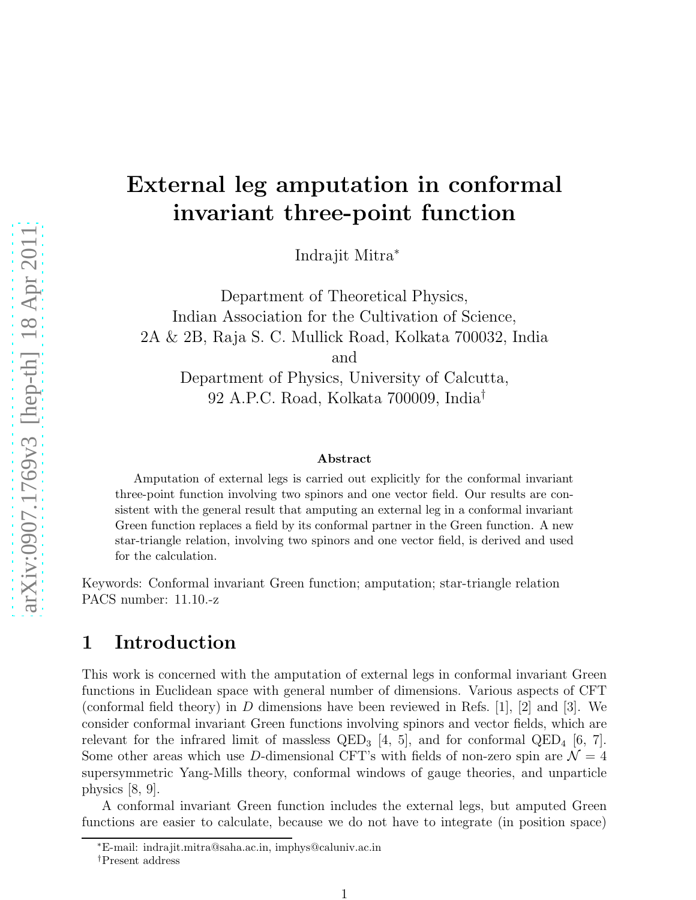# External leg amputation in conformal invariant three-point function

Indrajit Mitra[*]

Department of Theoretical Physics,
Indian Association for the Cultivation of Science,
2A & 2B, Raja S. C. Mullick Road, Kolkata 700032, India
and
Department of Physics, University of Calcutta,
92 A.P.C. Road, Kolkata 700009, India[†]

### Abstract

Amputation of external legs is carried out explicitly for the conformal invariant three-point function involving two spinors and one vector field. Our results are consistent with the general result that amputing an external leg in a conformal invariant Green function replaces a field by its conformal partner in the Green function. A new star-triangle relation, involving two spinors and one vector field, is derived and used for the calculation.

Keywords: Conformal invariant Green function; amputation; star-triangle relation
PACS number: 11.10.-z

## 1 Introduction

This work is concerned with the amputation of external legs in conformal invariant Green functions in Euclidean space with general number of dimensions. Various aspects of CFT (conformal field theory) in $D$ dimensions have been reviewed in Refs. [1], [2] and [3]. We consider conformal invariant Green functions involving spinors and vector fields, which are relevant for the infrared limit of massless $\mathrm{QED}_3$ [4, 5], and for conformal $\mathrm{QED}_4$ [6, 7]. Some other areas which use $D$-dimensional CFT's with fields of non-zero spin are $\mathcal{N} = 4$ supersymmetric Yang-Mills theory, conformal windows of gauge theories, and unparticle physics [8, 9].

A conformal invariant Green function includes the external legs, but amputed Green functions are easier to calculate, because we do not have to integrate (in position space)

---

[*] E-mail: indrajit.mitra@saha.ac.in, imphys@caluniv.ac.in

[†] Present address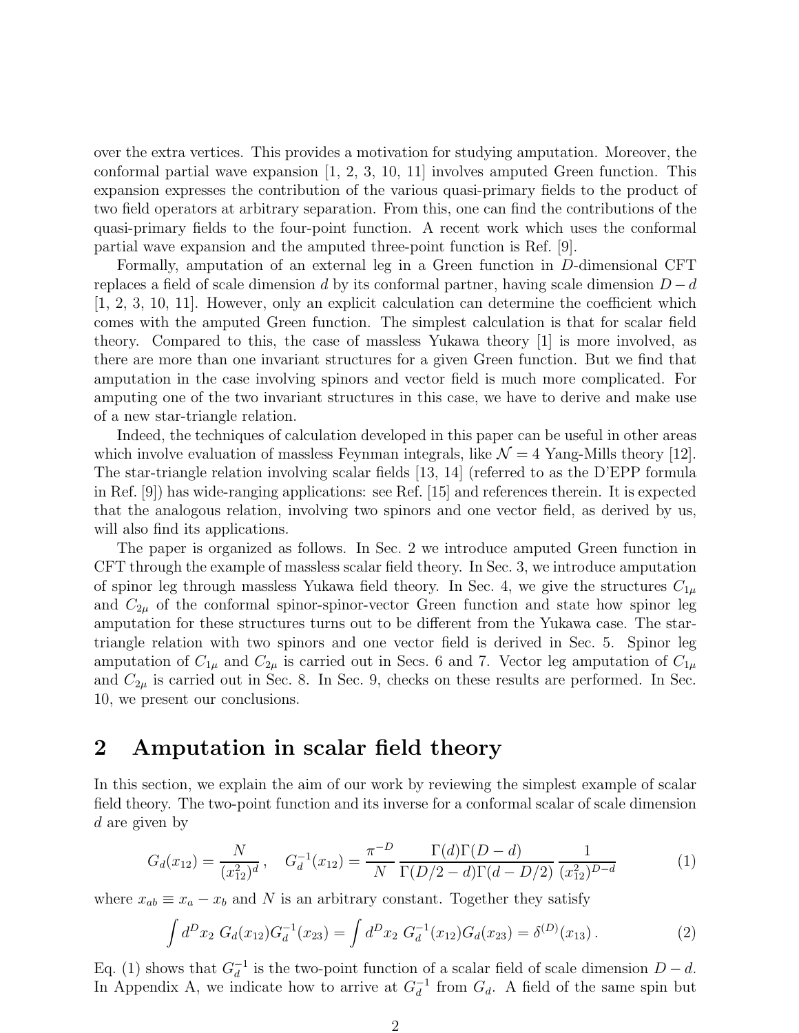over the extra vertices. This provides a motivation for studying amputation. Moreover, the conformal partial wave expansion [1, 2, 3, 10, 11] involves amputed Green function. This expansion expresses the contribution of the various quasi-primary fields to the product of two field operators at arbitrary separation. From this, one can find the contributions of the quasi-primary fields to the four-point function. A recent work which uses the conformal partial wave expansion and the amputed three-point function is Ref. [9].

Formally, amputation of an external leg in a Green function in $D$-dimensional CFT replaces a field of scale dimension $d$ by its conformal partner, having scale dimension $D-d$ [1, 2, 3, 10, 11]. However, only an explicit calculation can determine the coefficient which comes with the amputed Green function. The simplest calculation is that for scalar field theory. Compared to this, the case of massless Yukawa theory [1] is more involved, as there are more than one invariant structures for a given Green function. But we find that amputation in the case involving spinors and vector field is much more complicated. For amputing one of the two invariant structures in this case, we have to derive and make use of a new star-triangle relation.

Indeed, the techniques of calculation developed in this paper can be useful in other areas which involve evaluation of massless Feynman integrals, like $\mathcal{N}=4$ Yang-Mills theory [12]. The star-triangle relation involving scalar fields [13, 14] (referred to as the D'EPP formula in Ref. [9]) has wide-ranging applications: see Ref. [15] and references therein. It is expected that the analogous relation, involving two spinors and one vector field, as derived by us, will also find its applications.

The paper is organized as follows. In Sec. 2 we introduce amputed Green function in CFT through the example of massless scalar field theory. In Sec. 3, we introduce amputation of spinor leg through massless Yukawa field theory. In Sec. 4, we give the structures $C_{1\mu}$ and $C_{2\mu}$ of the conformal spinor-spinor-vector Green function and state how spinor leg amputation for these structures turns out to be different from the Yukawa case. The star-triangle relation with two spinors and one vector field is derived in Sec. 5. Spinor leg amputation of $C_{1\mu}$ and $C_{2\mu}$ is carried out in Secs. 6 and 7. Vector leg amputation of $C_{1\mu}$ and $C_{2\mu}$ is carried out in Sec. 8. In Sec. 9, checks on these results are performed. In Sec. 10, we present our conclusions.

## 2 Amputation in scalar field theory

In this section, we explain the aim of our work by reviewing the simplest example of scalar field theory. The two-point function and its inverse for a conformal scalar of scale dimension $d$ are given by

$$G_d(x_{12}) = \frac{N}{(x_{12}^2)^d}\,, \quad G_d^{-1}(x_{12}) = \frac{\pi^{-D}}{N}\,\frac{\Gamma(d)\Gamma(D-d)}{\Gamma(D/2-d)\Gamma(d-D/2)}\,\frac{1}{(x_{12}^2)^{D-d}} \tag{1}$$

where $x_{ab} \equiv x_a - x_b$ and $N$ is an arbitrary constant. Together they satisfy

$$\int d^D x_2\ G_d(x_{12})G_d^{-1}(x_{23}) = \int d^D x_2\ G_d^{-1}(x_{12})G_d(x_{23}) = \delta^{(D)}(x_{13})\,. \tag{2}$$

Eq. (1) shows that $G_d^{-1}$ is the two-point function of a scalar field of scale dimension $D-d$. In Appendix A, we indicate how to arrive at $G_d^{-1}$ from $G_d$. A field of the same spin but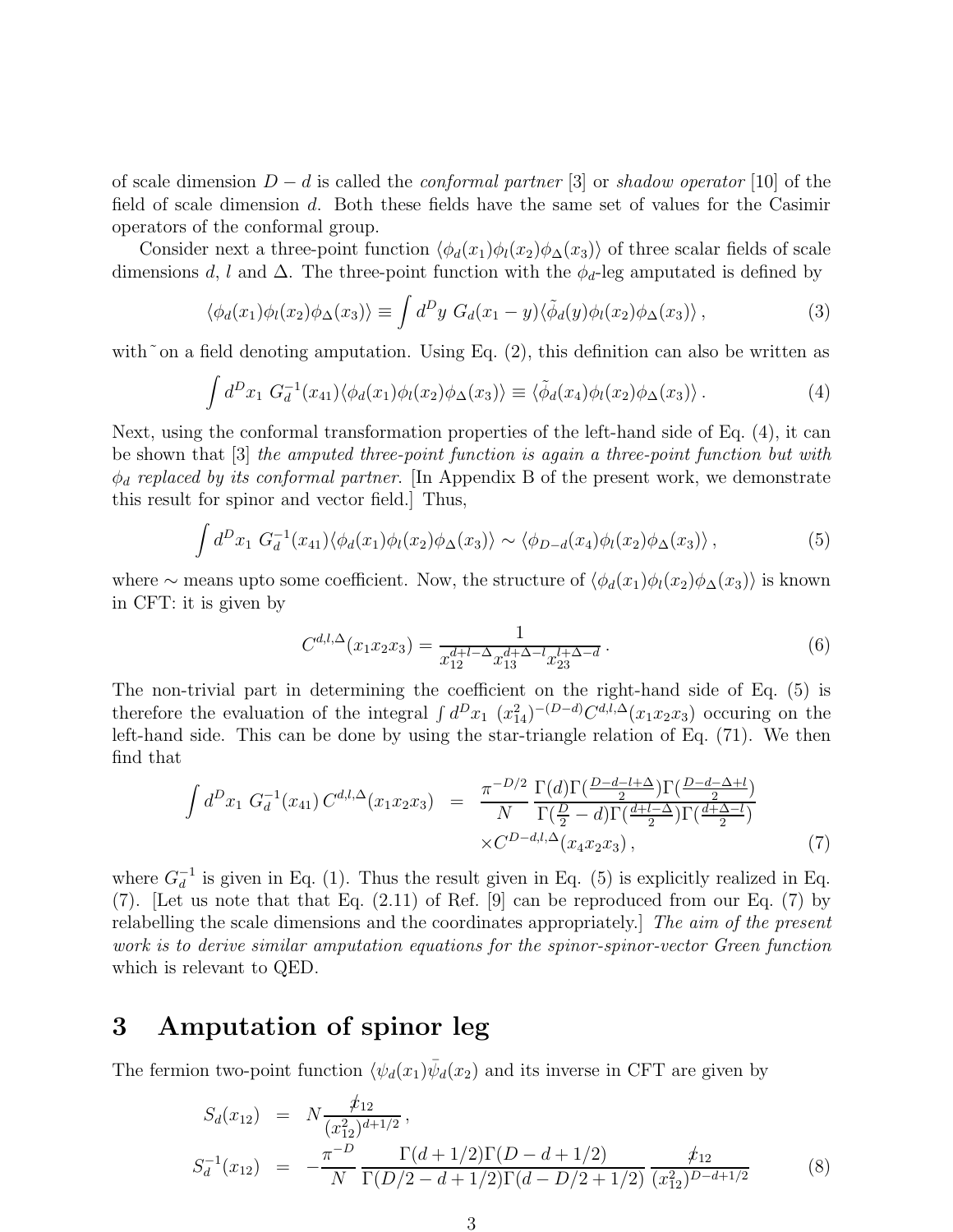of scale dimension $D-d$ is called the *conformal partner* [3] or *shadow operator* [10] of the field of scale dimension $d$. Both these fields have the same set of values for the Casimir operators of the conformal group.

Consider next a three-point function $\langle\phi_d(x_1)\phi_l(x_2)\phi_\Delta(x_3)\rangle$ of three scalar fields of scale dimensions $d$, $l$ and $\Delta$. The three-point function with the $\phi_d$-leg amputated is defined by

$$\langle\phi_d(x_1)\phi_l(x_2)\phi_\Delta(x_3)\rangle \equiv \int d^D y\ G_d(x_1-y)\langle\tilde{\phi}_d(y)\phi_l(x_2)\phi_\Delta(x_3)\rangle\,, \tag{3}$$

with $\tilde{}$ on a field denoting amputation. Using Eq. (2), this definition can also be written as

$$\int d^D x_1\ G_d^{-1}(x_{41})\langle\phi_d(x_1)\phi_l(x_2)\phi_\Delta(x_3)\rangle \equiv \langle\tilde{\phi}_d(x_4)\phi_l(x_2)\phi_\Delta(x_3)\rangle\,. \tag{4}$$

Next, using the conformal transformation properties of the left-hand side of Eq. (4), it can be shown that [3] *the amputed three-point function is again a three-point function but with $\phi_d$ replaced by its conformal partner.* [In Appendix B of the present work, we demonstrate this result for spinor and vector field.] Thus,

$$\int d^D x_1\ G_d^{-1}(x_{41})\langle\phi_d(x_1)\phi_l(x_2)\phi_\Delta(x_3)\rangle \sim \langle\phi_{D-d}(x_4)\phi_l(x_2)\phi_\Delta(x_3)\rangle\,, \tag{5}$$

where $\sim$ means upto some coefficient. Now, the structure of $\langle\phi_d(x_1)\phi_l(x_2)\phi_\Delta(x_3)\rangle$ is known in CFT: it is given by

$$C^{d,l,\Delta}(x_1x_2x_3) = \frac{1}{x_{12}^{d+l-\Delta}x_{13}^{d+\Delta-l}x_{23}^{l+\Delta-d}}\,. \tag{6}$$

The non-trivial part in determining the coefficient on the right-hand side of Eq. (5) is therefore the evaluation of the integral $\int d^D x_1\ (x_{14}^2)^{-(D-d)}C^{d,l,\Delta}(x_1x_2x_3)$ occuring on the left-hand side. This can be done by using the star-triangle relation of Eq. (71). We then find that

$$\begin{aligned}\int d^D x_1\ G_d^{-1}(x_{41})\,C^{d,l,\Delta}(x_1x_2x_3) &= \frac{\pi^{-D/2}}{N}\frac{\Gamma(d)\Gamma(\frac{D-d-l+\Delta}{2})\Gamma(\frac{D-d-\Delta+l}{2})}{\Gamma(\frac{D}{2}-d)\Gamma(\frac{d+l-\Delta}{2})\Gamma(\frac{d+\Delta-l}{2})}\\ &\quad\times C^{D-d,l,\Delta}(x_4x_2x_3)\,,\end{aligned} \tag{7}$$

where $G_d^{-1}$ is given in Eq. (1). Thus the result given in Eq. (5) is explicitly realized in Eq. (7). [Let us note that that Eq. (2.11) of Ref. [9] can be reproduced from our Eq. (7) by relabelling the scale dimensions and the coordinates appropriately.] *The aim of the present work is to derive similar amputation equations for the spinor-spinor-vector Green function which is relevant to QED.*

# 3 Amputation of spinor leg

The fermion two-point function $\langle\psi_d(x_1)\bar{\psi}_d(x_2)\rangle$ and its inverse in CFT are given by

$$\begin{aligned}S_d(x_{12}) &= N\frac{\not{x}_{12}}{(x_{12}^2)^{d+1/2}}\,,\\ S_d^{-1}(x_{12}) &= -\frac{\pi^{-D}}{N}\frac{\Gamma(d+1/2)\Gamma(D-d+1/2)}{\Gamma(D/2-d+1/2)\Gamma(d-D/2+1/2)}\frac{\not{x}_{12}}{(x_{12}^2)^{D-d+1/2}}\end{aligned} \tag{8}$$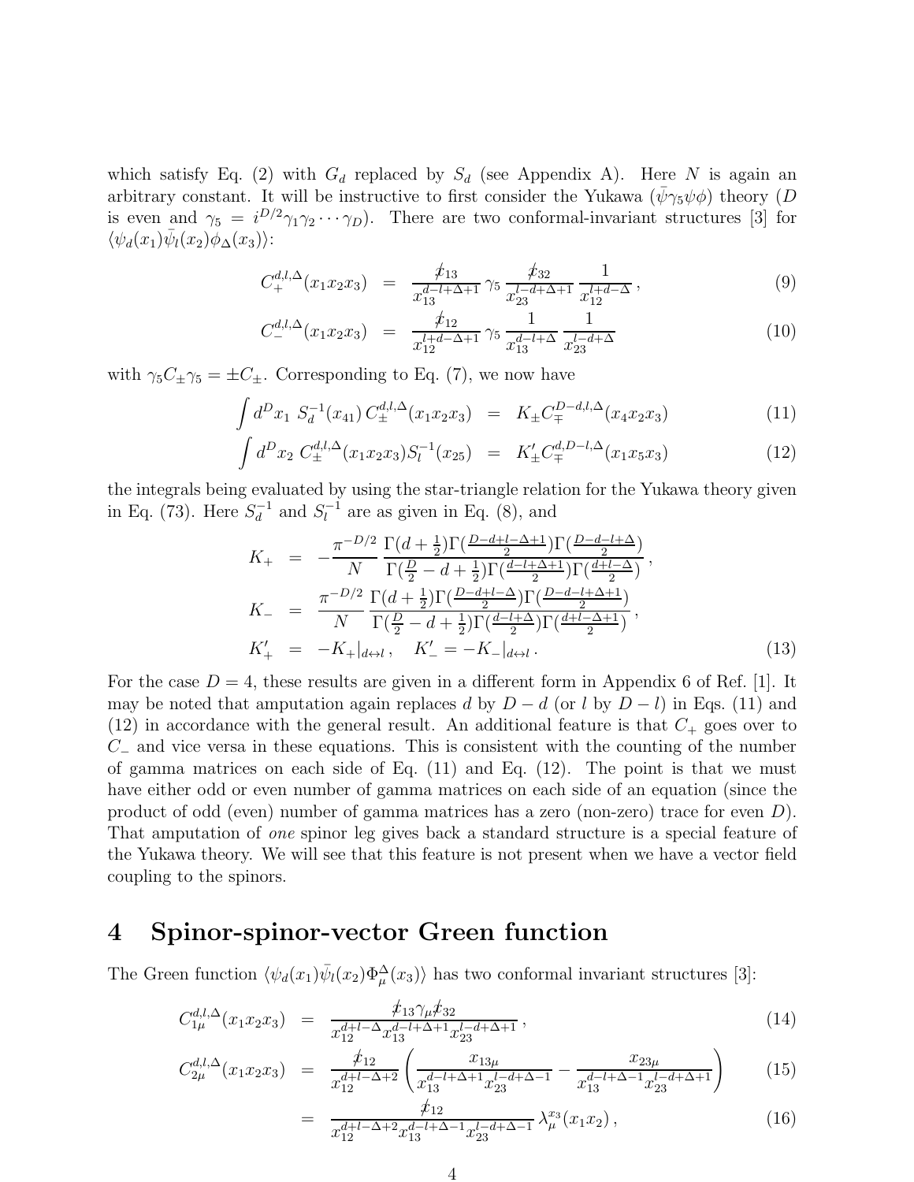which satisfy Eq. (2) with $G_d$ replaced by $S_d$ (see Appendix A). Here $N$ is again an arbitrary constant. It will be instructive to first consider the Yukawa ($\bar{\psi}\gamma_5\psi\phi$) theory ($D$ is even and $\gamma_5 = i^{D/2}\gamma_1\gamma_2\cdots\gamma_D$). There are two conformal-invariant structures [3] for $\langle\psi_d(x_1)\bar{\psi}_l(x_2)\phi_\Delta(x_3)\rangle$:

$$C_+^{d,l,\Delta}(x_1x_2x_3) = \frac{\not{x}_{13}}{x_{13}^{d-l+\Delta+1}}\gamma_5\frac{\not{x}_{32}}{x_{23}^{l-d+\Delta+1}}\frac{1}{x_{12}^{l+d-\Delta}}, \tag{9}$$

$$C_-^{d,l,\Delta}(x_1x_2x_3) = \frac{\not{x}_{12}}{x_{12}^{l+d-\Delta+1}}\gamma_5\frac{1}{x_{13}^{d-l+\Delta}}\frac{1}{x_{23}^{l-d+\Delta}} \tag{10}$$

with $\gamma_5 C_\pm \gamma_5 = \pm C_\pm$. Corresponding to Eq. (7), we now have

$$\int d^Dx_1\; S_d^{-1}(x_{41})\,C_\pm^{d,l,\Delta}(x_1x_2x_3) = K_\pm C_\mp^{D-d,l,\Delta}(x_4x_2x_3) \tag{11}$$

$$\int d^Dx_2\; C_\pm^{d,l,\Delta}(x_1x_2x_3)S_l^{-1}(x_{25}) = K'_\pm C_\mp^{d,D-l,\Delta}(x_1x_5x_3) \tag{12}$$

the integrals being evaluated by using the star-triangle relation for the Yukawa theory given in Eq. (73). Here $S_d^{-1}$ and $S_l^{-1}$ are as given in Eq. (8), and

$$\begin{aligned}
K_+ &= -\frac{\pi^{-D/2}}{N}\frac{\Gamma(d+\frac{1}{2})\Gamma(\frac{D-d+l-\Delta+1}{2})\Gamma(\frac{D-d-l+\Delta}{2})}{\Gamma(\frac{D}{2}-d+\frac{1}{2})\Gamma(\frac{d-l+\Delta+1}{2})\Gamma(\frac{d+l-\Delta}{2})},\\
K_- &= \frac{\pi^{-D/2}}{N}\frac{\Gamma(d+\frac{1}{2})\Gamma(\frac{D-d+l-\Delta}{2})\Gamma(\frac{D-d-l+\Delta+1}{2})}{\Gamma(\frac{D}{2}-d+\frac{1}{2})\Gamma(\frac{d-l+\Delta}{2})\Gamma(\frac{d+l-\Delta+1}{2})},\\
K'_+ &= -K_+|_{d\leftrightarrow l}, \quad K'_- = -K_-|_{d\leftrightarrow l}.
\end{aligned} \tag{13}$$

For the case $D = 4$, these results are given in a different form in Appendix 6 of Ref. [1]. It may be noted that amputation again replaces $d$ by $D - d$ (or $l$ by $D - l$) in Eqs. (11) and (12) in accordance with the general result. An additional feature is that $C_+$ goes over to $C_-$ and vice versa in these equations. This is consistent with the counting of the number of gamma matrices on each side of Eq. (11) and Eq. (12). The point is that we must have either odd or even number of gamma matrices on each side of an equation (since the product of odd (even) number of gamma matrices has a zero (non-zero) trace for even $D$). That amputation of *one* spinor leg gives back a standard structure is a special feature of the Yukawa theory. We will see that this feature is not present when we have a vector field coupling to the spinors.

## 4 Spinor-spinor-vector Green function

The Green function $\langle\psi_d(x_1)\bar{\psi}_l(x_2)\Phi_\mu^\Delta(x_3)\rangle$ has two conformal invariant structures [3]:

$$C_{1\mu}^{d,l,\Delta}(x_1x_2x_3) = \frac{\not{x}_{13}\gamma_\mu\not{x}_{32}}{x_{12}^{d+l-\Delta}x_{13}^{d-l+\Delta+1}x_{23}^{l-d+\Delta+1}}, \tag{14}$$

$$\begin{aligned}
C_{2\mu}^{d,l,\Delta}(x_1x_2x_3) &= \frac{\not{x}_{12}}{x_{12}^{d+l-\Delta+2}}\left(\frac{x_{13\mu}}{x_{13}^{d-l+\Delta+1}x_{23}^{l-d+\Delta-1}} - \frac{x_{23\mu}}{x_{13}^{d-l+\Delta-1}x_{23}^{l-d+\Delta+1}}\right) &(15)\\
&= \frac{\not{x}_{12}}{x_{12}^{d+l-\Delta+2}x_{13}^{d-l+\Delta-1}x_{23}^{l-d+\Delta-1}}\,\lambda_\mu^{x_3}(x_1x_2), &(16)
\end{aligned}$$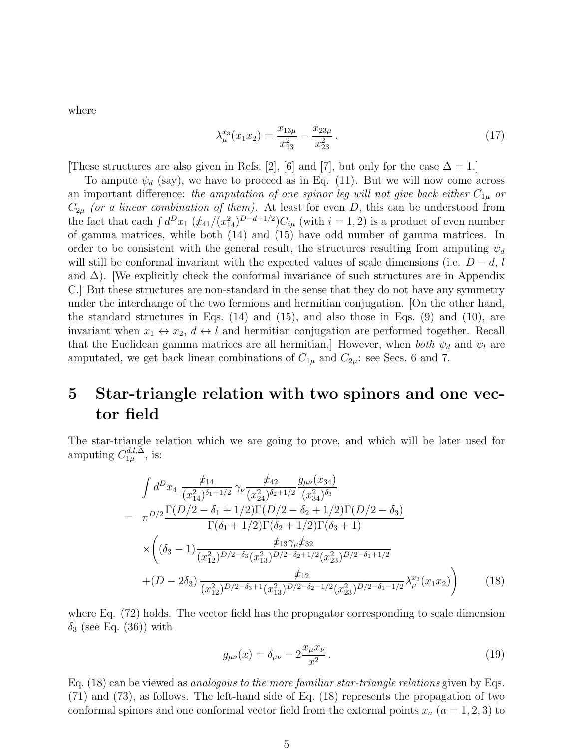where

$$
\lambda_\mu^{x_3}(x_1 x_2) = \frac{x_{13\mu}}{x_{13}^2} - \frac{x_{23\mu}}{x_{23}^2} \,. \tag{17}
$$

[These structures are also given in Refs. [2], [6] and [7], but only for the case $\Delta = 1$.]

To ampute $\psi_d$ (say), we have to proceed as in Eq. (11). But we will now come across an important difference: *the amputation of one spinor leg will not give back either $C_{1\mu}$ or $C_{2\mu}$ (or a linear combination of them).* At least for even $D$, this can be understood from the fact that each $\int d^D x_1 \, (\not{x}_{41}/(x_{14}^2)^{D-d+1/2}) C_{i\mu}$ (with $i = 1, 2$) is a product of even number of gamma matrices, while both (14) and (15) have odd number of gamma matrices. In order to be consistent with the general result, the structures resulting from amputing $\psi_d$ will still be conformal invariant with the expected values of scale dimensions (i.e. $D - d$, $l$ and $\Delta$). [We explicitly check the conformal invariance of such structures are in Appendix C.] But these structures are non-standard in the sense that they do not have any symmetry under the interchange of the two fermions and hermitian conjugation. [On the other hand, the standard structures in Eqs. (14) and (15), and also those in Eqs. (9) and (10), are invariant when $x_1 \leftrightarrow x_2$, $d \leftrightarrow l$ and hermitian conjugation are performed together. Recall that the Euclidean gamma matrices are all hermitian.] However, when *both* $\psi_d$ and $\psi_l$ are amputated, we get back linear combinations of $C_{1\mu}$ and $C_{2\mu}$: see Secs. 6 and 7.

# 5 Star-triangle relation with two spinors and one vector field

The star-triangle relation which we are going to prove, and which will be later used for amputing $C_{1\mu}^{d,l,\Delta}$, is:

$$
\begin{aligned}
& \int d^D x_4 \, \frac{\not{x}_{14}}{(x_{14}^2)^{\delta_1+1/2}} \, \gamma_\nu \frac{\not{x}_{42}}{(x_{24}^2)^{\delta_2+1/2}} \frac{g_{\mu\nu}(x_{34})}{(x_{34}^2)^{\delta_3}} \\
= \;\; & \pi^{D/2} \frac{\Gamma(D/2-\delta_1+1/2)\Gamma(D/2-\delta_2+1/2)\Gamma(D/2-\delta_3)}{\Gamma(\delta_1+1/2)\Gamma(\delta_2+1/2)\Gamma(\delta_3+1)} \\
& \times \Bigg( (\delta_3 - 1) \frac{\not{x}_{13}\gamma_\mu \not{x}_{32}}{(x_{12}^2)^{D/2-\delta_3}(x_{13}^2)^{D/2-\delta_2+1/2}(x_{23}^2)^{D/2-\delta_1+1/2}} \\
& + (D - 2\delta_3) \frac{\not{x}_{12}}{(x_{12}^2)^{D/2-\delta_3+1}(x_{13}^2)^{D/2-\delta_2-1/2}(x_{23}^2)^{D/2-\delta_1-1/2}} \lambda_\mu^{x_3}(x_1 x_2) \Bigg)
\end{aligned} \tag{18}
$$

where Eq. (72) holds. The vector field has the propagator corresponding to scale dimension $\delta_3$ (see Eq. (36)) with

$$
g_{\mu\nu}(x) = \delta_{\mu\nu} - 2\frac{x_\mu x_\nu}{x^2} \,. \tag{19}
$$

Eq. (18) can be viewed as *analogous to the more familiar star-triangle relations* given by Eqs. (71) and (73), as follows. The left-hand side of Eq. (18) represents the propagation of two conformal spinors and one conformal vector field from the external points $x_a$ ($a = 1, 2, 3$) to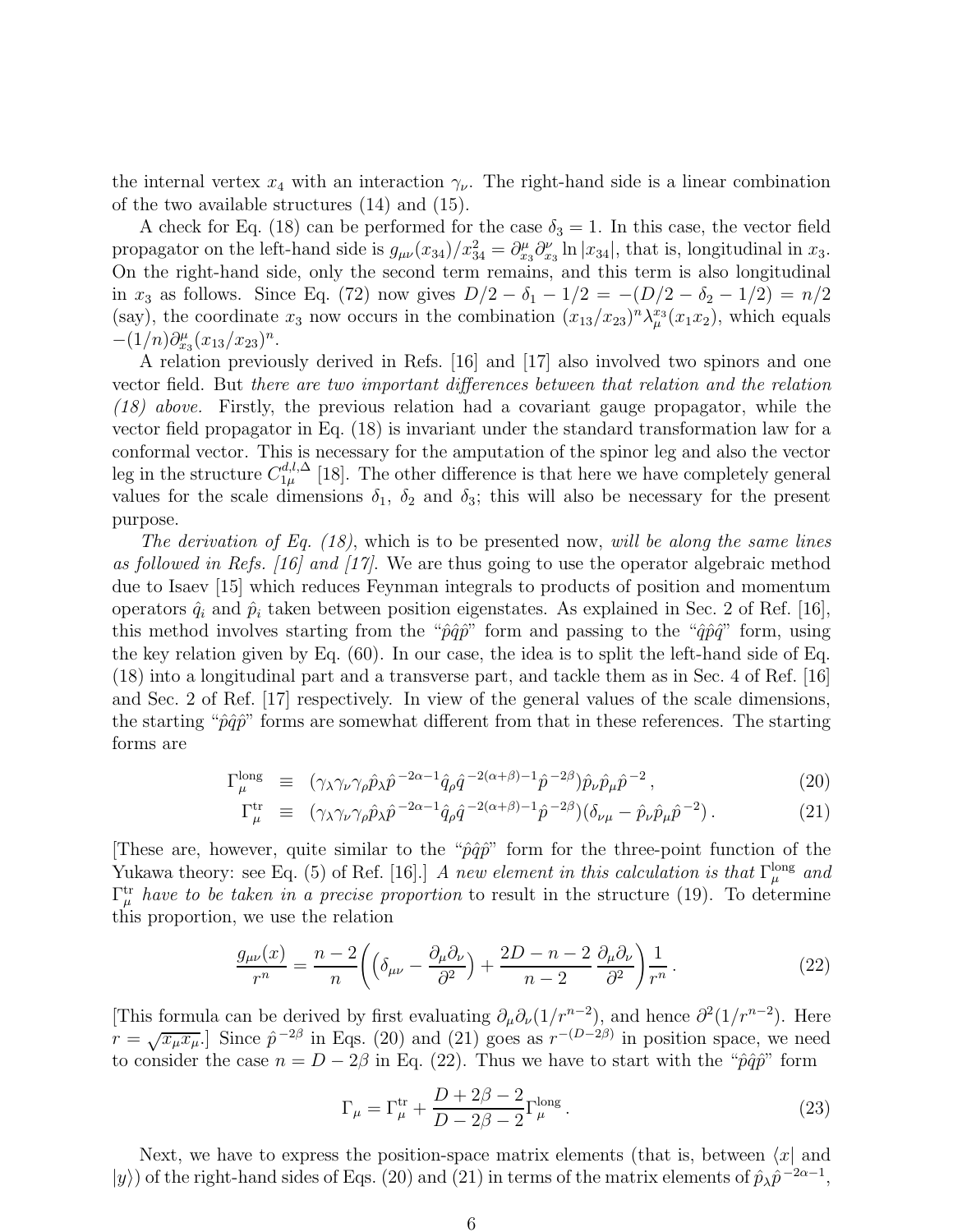the internal vertex $x_4$ with an interaction $\gamma_\nu$. The right-hand side is a linear combination of the two available structures (14) and (15).

A check for Eq. (18) can be performed for the case $\delta_3 = 1$. In this case, the vector field propagator on the left-hand side is $g_{\mu\nu}(x_{34})/x_{34}^2 = \partial_{x_3}^\mu \partial_{x_3}^\nu \ln |x_{34}|$, that is, longitudinal in $x_3$. On the right-hand side, only the second term remains, and this term is also longitudinal in $x_3$ as follows. Since Eq. (72) now gives $D/2 - \delta_1 - 1/2 = -(D/2 - \delta_2 - 1/2) = n/2$ (say), the coordinate $x_3$ now occurs in the combination $(x_{13}/x_{23})^n \lambda_\mu^{x_3}(x_1 x_2)$, which equals $-(1/n)\partial_{x_3}^\mu (x_{13}/x_{23})^n$.

A relation previously derived in Refs. [16] and [17] also involved two spinors and one vector field. But *there are two important differences between that relation and the relation (18) above.* Firstly, the previous relation had a covariant gauge propagator, while the vector field propagator in Eq. (18) is invariant under the standard transformation law for a conformal vector. This is necessary for the amputation of the spinor leg and also the vector leg in the structure $C_{1\mu}^{d,l,\Delta}$ [18]. The other difference is that here we have completely general values for the scale dimensions $\delta_1$, $\delta_2$ and $\delta_3$; this will also be necessary for the present purpose.

*The derivation of Eq. (18)*, which is to be presented now, *will be along the same lines as followed in Refs. [16] and [17].* We are thus going to use the operator algebraic method due to Isaev [15] which reduces Feynman integrals to products of position and momentum operators $\hat{q}_i$ and $\hat{p}_i$ taken between position eigenstates. As explained in Sec. 2 of Ref. [16], this method involves starting from the "$\hat{p}\hat{q}\hat{p}$" form and passing to the "$\hat{q}\hat{p}\hat{q}$" form, using the key relation given by Eq. (60). In our case, the idea is to split the left-hand side of Eq. (18) into a longitudinal part and a transverse part, and tackle them as in Sec. 4 of Ref. [16] and Sec. 2 of Ref. [17] respectively. In view of the general values of the scale dimensions, the starting "$\hat{p}\hat{q}\hat{p}$" forms are somewhat different from that in these references. The starting forms are

$$\Gamma_\mu^{\rm long} \equiv (\gamma_\lambda \gamma_\nu \gamma_\rho \hat{p}_\lambda \hat{p}^{-2\alpha-1} \hat{q}_\rho \hat{q}^{-2(\alpha+\beta)-1} \hat{p}^{-2\beta}) \hat{p}_\nu \hat{p}_\mu \hat{p}^{-2}\,, \tag{20}$$

$$\Gamma_\mu^{\rm tr} \equiv (\gamma_\lambda \gamma_\nu \gamma_\rho \hat{p}_\lambda \hat{p}^{-2\alpha-1} \hat{q}_\rho \hat{q}^{-2(\alpha+\beta)-1} \hat{p}^{-2\beta}) (\delta_{\nu\mu} - \hat{p}_\nu \hat{p}_\mu \hat{p}^{-2})\,. \tag{21}$$

[These are, however, quite similar to the "$\hat{p}\hat{q}\hat{p}$" form for the three-point function of the Yukawa theory: see Eq. (5) of Ref. [16].] *A new element in this calculation is that $\Gamma_\mu^{\rm long}$ and $\Gamma_\mu^{\rm tr}$ have to be taken in a precise proportion* to result in the structure (19). To determine this proportion, we use the relation

$$\frac{g_{\mu\nu}(x)}{r^n} = \frac{n-2}{n}\bigg(\Big(\delta_{\mu\nu} - \frac{\partial_\mu \partial_\nu}{\partial^2}\Big) + \frac{2D-n-2}{n-2}\,\frac{\partial_\mu \partial_\nu}{\partial^2}\bigg)\frac{1}{r^n}\,. \tag{22}$$

[This formula can be derived by first evaluating $\partial_\mu \partial_\nu (1/r^{n-2})$, and hence $\partial^2 (1/r^{n-2})$. Here $r = \sqrt{x_\mu x_\mu}$.] Since $\hat{p}^{-2\beta}$ in Eqs. (20) and (21) goes as $r^{-(D-2\beta)}$ in position space, we need to consider the case $n = D - 2\beta$ in Eq. (22). Thus we have to start with the "$\hat{p}\hat{q}\hat{p}$" form

$$\Gamma_\mu = \Gamma_\mu^{\rm tr} + \frac{D + 2\beta - 2}{D - 2\beta - 2}\Gamma_\mu^{\rm long}\,. \tag{23}$$

Next, we have to express the position-space matrix elements (that is, between $\langle x|$ and $|y\rangle$) of the right-hand sides of Eqs. (20) and (21) in terms of the matrix elements of $\hat{p}_\lambda \hat{p}^{-2\alpha-1}$,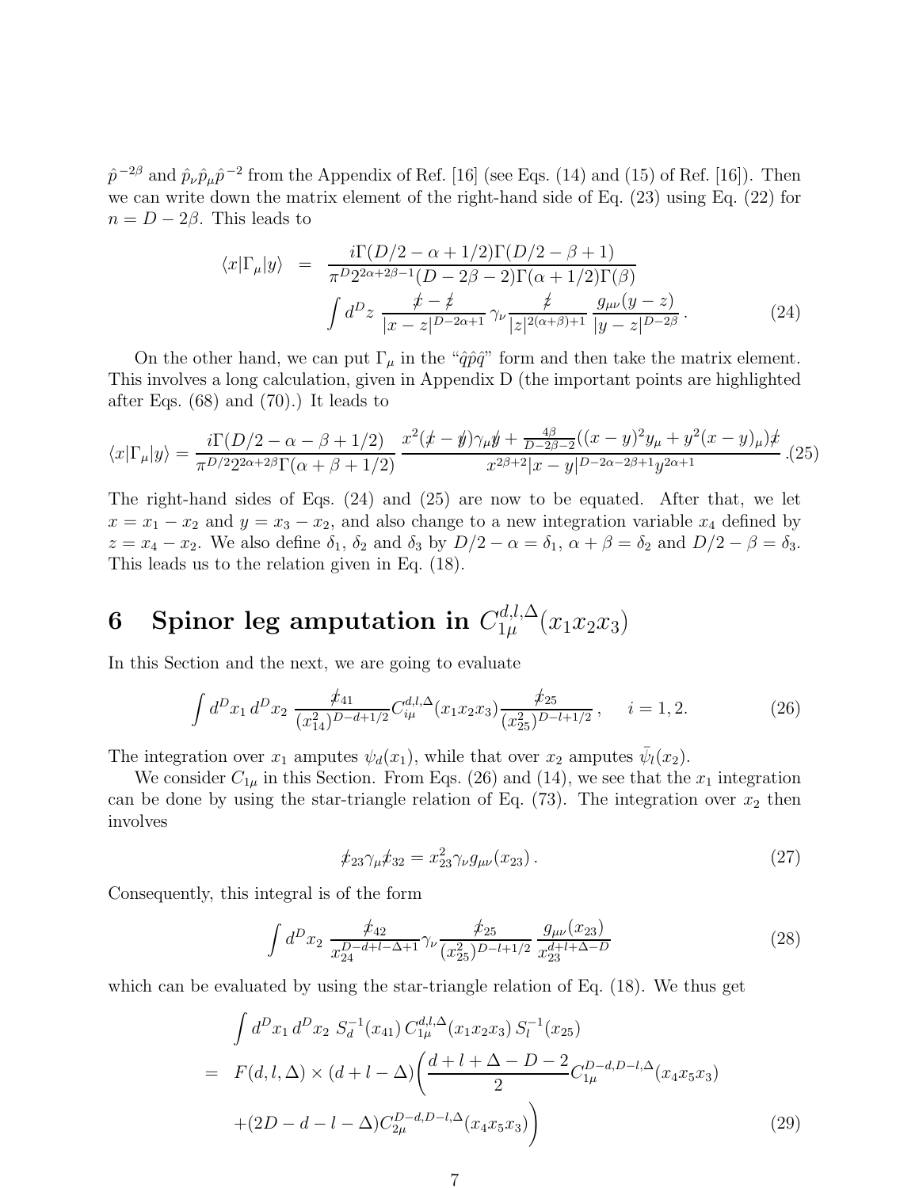$\hat{p}^{-2\beta}$ and $\hat{p}_\nu \hat{p}_\mu \hat{p}^{-2}$ from the Appendix of Ref. [16] (see Eqs. (14) and (15) of Ref. [16]). Then we can write down the matrix element of the right-hand side of Eq. (23) using Eq. (22) for $n = D - 2\beta$. This leads to

$$\langle x|\Gamma_\mu|y\rangle = \frac{i\Gamma(D/2-\alpha+1/2)\Gamma(D/2-\beta+1)}{\pi^D 2^{2\alpha+2\beta-1}(D-2\beta-2)\Gamma(\alpha+1/2)\Gamma(\beta)} \int d^Dz \, \frac{\not{x}-\not{z}}{|x-z|^{D-2\alpha+1}}\,\gamma_\nu \frac{\not{z}}{|z|^{2(\alpha+\beta)+1}}\,\frac{g_{\mu\nu}(y-z)}{|y-z|^{D-2\beta}}\,. \tag{24}$$

On the other hand, we can put $\Gamma_\mu$ in the "$\hat{q}\hat{p}\hat{q}$" form and then take the matrix element. This involves a long calculation, given in Appendix D (the important points are highlighted after Eqs. (68) and (70).) It leads to

$$\langle x|\Gamma_\mu|y\rangle = \frac{i\Gamma(D/2-\alpha-\beta+1/2)}{\pi^{D/2}2^{2\alpha+2\beta}\Gamma(\alpha+\beta+1/2)}\,\frac{x^2(\not{x}-\not{y})\gamma_\mu\not{y}+\frac{4\beta}{D-2\beta-2}((x-y)^2y_\mu+y^2(x-y)_\mu)\not{x}}{x^{2\beta+2}|x-y|^{D-2\alpha-2\beta+1}y^{2\alpha+1}}\,. \tag{25}$$

The right-hand sides of Eqs. (24) and (25) are now to be equated. After that, we let $x = x_1 - x_2$ and $y = x_3 - x_2$, and also change to a new integration variable $x_4$ defined by $z = x_4 - x_2$. We also define $\delta_1$, $\delta_2$ and $\delta_3$ by $D/2 - \alpha = \delta_1$, $\alpha + \beta = \delta_2$ and $D/2 - \beta = \delta_3$. This leads us to the relation given in Eq. (18).

# 6 Spinor leg amputation in $C_{1\mu}^{d,l,\Delta}(x_1x_2x_3)$

In this Section and the next, we are going to evaluate

$$\int d^Dx_1\, d^Dx_2\, \frac{\not{x}_{41}}{(x_{14}^2)^{D-d+1/2}} C_{i\mu}^{d,l,\Delta}(x_1x_2x_3) \frac{\not{x}_{25}}{(x_{25}^2)^{D-l+1/2}}\,, \quad i = 1, 2. \tag{26}$$

The integration over $x_1$ amputes $\psi_d(x_1)$, while that over $x_2$ amputes $\bar{\psi}_l(x_2)$.

We consider $C_{1\mu}$ in this Section. From Eqs. (26) and (14), we see that the $x_1$ integration can be done by using the star-triangle relation of Eq. (73). The integration over $x_2$ then involves

$$\not{x}_{23}\gamma_\mu\not{x}_{32} = x_{23}^2\gamma_\nu g_{\mu\nu}(x_{23})\,. \tag{27}$$

Consequently, this integral is of the form

$$\int d^Dx_2\, \frac{\not{x}_{42}}{x_{24}^{D-d+l-\Delta+1}}\gamma_\nu \frac{\not{x}_{25}}{(x_{25}^2)^{D-l+1/2}}\,\frac{g_{\mu\nu}(x_{23})}{x_{23}^{d+l+\Delta-D}} \tag{28}$$

which can be evaluated by using the star-triangle relation of Eq. (18). We thus get

$$\begin{aligned}
&\int d^Dx_1\, d^Dx_2\; S_d^{-1}(x_{41})\, C_{1\mu}^{d,l,\Delta}(x_1x_2x_3)\, S_l^{-1}(x_{25}) \\
=\;& F(d,l,\Delta)\times(d+l-\Delta)\bigg(\frac{d+l+\Delta-D-2}{2}C_{1\mu}^{D-d,D-l,\Delta}(x_4x_5x_3) \\
&+(2D-d-l-\Delta)C_{2\mu}^{D-d,D-l,\Delta}(x_4x_5x_3)\bigg)
\end{aligned} \tag{29}$$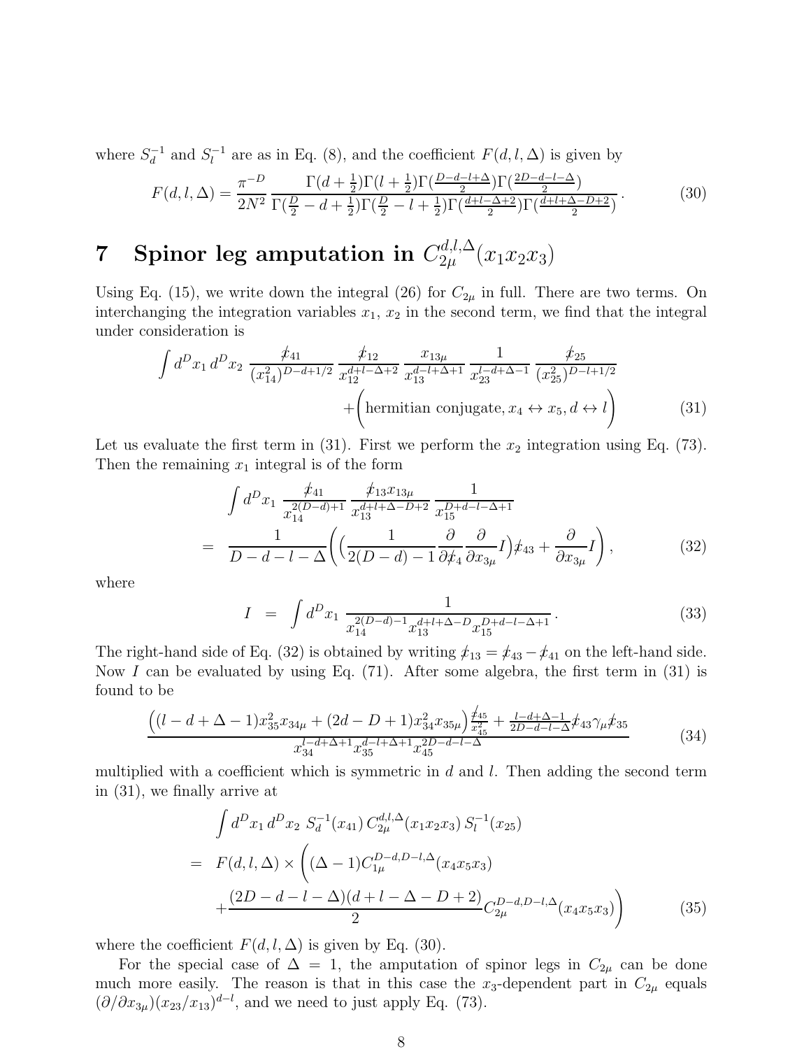where $S_d^{-1}$ and $S_l^{-1}$ are as in Eq. (8), and the coefficient $F(d,l,\Delta)$ is given by

$$F(d,l,\Delta) = \frac{\pi^{-D}}{2N^2} \frac{\Gamma(d+\frac{1}{2})\Gamma(l+\frac{1}{2})\Gamma(\frac{D-d-l+\Delta}{2})\Gamma(\frac{2D-d-l-\Delta}{2})}{\Gamma(\frac{D}{2}-d+\frac{1}{2})\Gamma(\frac{D}{2}-l+\frac{1}{2})\Gamma(\frac{d+l-\Delta+2}{2})\Gamma(\frac{d+l+\Delta-D+2}{2})} . \tag{30}$$

# 7 Spinor leg amputation in $C_{2\mu}^{d,l,\Delta}(x_1 x_2 x_3)$

Using Eq. (15), we write down the integral (26) for $C_{2\mu}$ in full. There are two terms. On interchanging the integration variables $x_1$, $x_2$ in the second term, we find that the integral under consideration is

$$\int d^D x_1 \, d^D x_2 \; \frac{\not{x}_{41}}{(x_{14}^2)^{D-d+1/2}} \, \frac{\not{x}_{12}}{x_{12}^{d+l-\Delta+2}} \, \frac{x_{13\mu}}{x_{13}^{d-l+\Delta+1}} \, \frac{1}{x_{23}^{l-d+\Delta-1}} \, \frac{\not{x}_{25}}{(x_{25}^2)^{D-l+1/2}} \\ + \Big(\text{hermitian conjugate}, x_4 \leftrightarrow x_5, d \leftrightarrow l\Big) \tag{31}$$

Let us evaluate the first term in (31). First we perform the $x_2$ integration using Eq. (73). Then the remaining $x_1$ integral is of the form

$$\begin{aligned} & \int d^D x_1 \; \frac{\not{x}_{41}}{x_{14}^{2(D-d)+1}} \, \frac{\not{x}_{13} x_{13\mu}}{x_{13}^{d+l+\Delta-D+2}} \, \frac{1}{x_{15}^{D+d-l-\Delta+1}} \\ = \; & \frac{1}{D-d-l-\Delta}\bigg(\Big(\frac{1}{2(D-d)-1}\frac{\partial}{\partial \not{x}_4}\frac{\partial}{\partial x_{3\mu}} I\Big)\not{x}_{43} + \frac{\partial}{\partial x_{3\mu}} I\bigg) , \end{aligned} \tag{32}$$

where

$$I \;\; = \;\; \int d^D x_1 \; \frac{1}{x_{14}^{2(D-d)-1} x_{13}^{d+l+\Delta-D} x_{15}^{D+d-l-\Delta+1}} . \tag{33}$$

The right-hand side of Eq. (32) is obtained by writing $\not{x}_{13} = \not{x}_{43} - \not{x}_{41}$ on the left-hand side. Now $I$ can be evaluated by using Eq. (71). After some algebra, the first term in (31) is found to be

$$\frac{\Big((l-d+\Delta-1)x_{35}^2 x_{34\mu} + (2d-D+1)x_{34}^2 x_{35\mu}\Big)\frac{\not{x}_{45}}{x_{45}^2} + \frac{l-d+\Delta-1}{2D-d-l-\Delta}\not{x}_{43}\gamma_\mu \not{x}_{35}}{x_{34}^{l-d+\Delta+1} x_{35}^{d-l+\Delta+1} x_{45}^{2D-d-l-\Delta}} \tag{34}$$

multiplied with a coefficient which is symmetric in $d$ and $l$. Then adding the second term in (31), we finally arrive at

$$\begin{aligned} & \int d^D x_1 \, d^D x_2 \; S_d^{-1}(x_{41}) \, C_{2\mu}^{d,l,\Delta}(x_1 x_2 x_3) \, S_l^{-1}(x_{25}) \\ = \; & F(d,l,\Delta) \times \bigg( (\Delta-1) C_{1\mu}^{D-d,D-l,\Delta}(x_4 x_5 x_3) \\ & + \frac{(2D-d-l-\Delta)(d+l-\Delta-D+2)}{2} C_{2\mu}^{D-d,D-l,\Delta}(x_4 x_5 x_3) \bigg) \end{aligned} \tag{35}$$

where the coefficient $F(d,l,\Delta)$ is given by Eq. (30).

For the special case of $\Delta = 1$, the amputation of spinor legs in $C_{2\mu}$ can be done much more easily. The reason is that in this case the $x_3$-dependent part in $C_{2\mu}$ equals $(\partial/\partial x_{3\mu})(x_{23}/x_{13})^{d-l}$, and we need to just apply Eq. (73).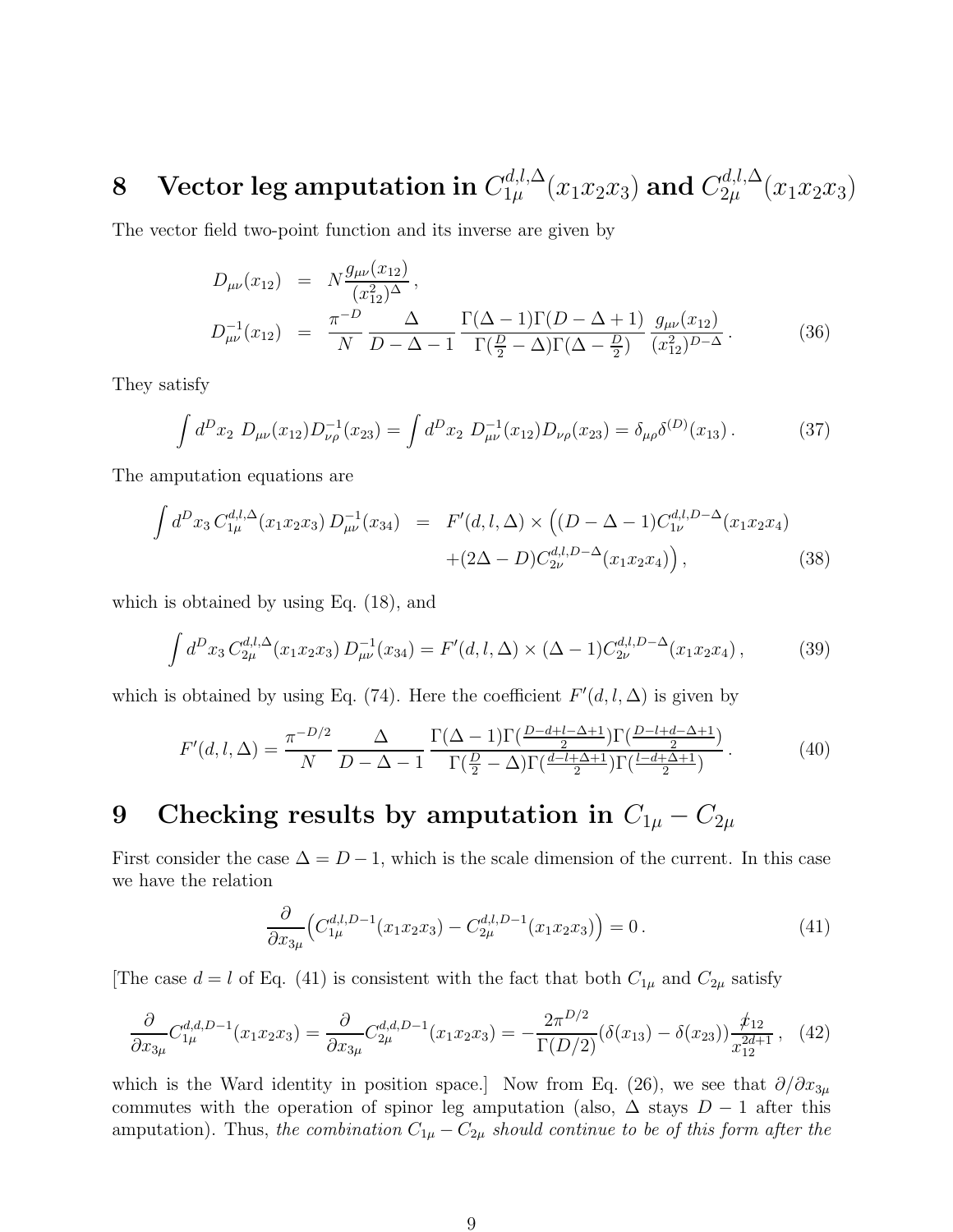## 8 Vector leg amputation in $C^{d,l,\Delta}_{1\mu}(x_1x_2x_3)$ and $C^{d,l,\Delta}_{2\mu}(x_1x_2x_3)$

The vector field two-point function and its inverse are given by

$$
\begin{aligned}
D_{\mu\nu}(x_{12}) &= N\frac{g_{\mu\nu}(x_{12})}{(x_{12}^2)^{\Delta}}\,, \\
D^{-1}_{\mu\nu}(x_{12}) &= \frac{\pi^{-D}}{N}\,\frac{\Delta}{D-\Delta-1}\,\frac{\Gamma(\Delta-1)\Gamma(D-\Delta+1)}{\Gamma(\frac{D}{2}-\Delta)\Gamma(\Delta-\frac{D}{2})}\,\frac{g_{\mu\nu}(x_{12})}{(x_{12}^2)^{D-\Delta}}\,.
\end{aligned}
\tag{36}
$$

They satisfy

$$
\int d^Dx_2\; D_{\mu\nu}(x_{12})D^{-1}_{\nu\rho}(x_{23}) = \int d^Dx_2\; D^{-1}_{\mu\nu}(x_{12})D_{\nu\rho}(x_{23}) = \delta_{\mu\rho}\delta^{(D)}(x_{13})\,. \tag{37}
$$

The amputation equations are

$$
\begin{aligned}
\int d^Dx_3\, C^{d,l,\Delta}_{1\mu}(x_1x_2x_3)\, D^{-1}_{\mu\nu}(x_{34}) &= F'(d,l,\Delta)\times\Big((D-\Delta-1)C^{d,l,D-\Delta}_{1\nu}(x_1x_2x_4) \\
&\quad +(2\Delta-D)C^{d,l,D-\Delta}_{2\nu}(x_1x_2x_4)\Big)\,,
\end{aligned}
\tag{38}
$$

which is obtained by using Eq. (18), and

$$
\int d^Dx_3\, C^{d,l,\Delta}_{2\mu}(x_1x_2x_3)\, D^{-1}_{\mu\nu}(x_{34}) = F'(d,l,\Delta)\times(\Delta-1)C^{d,l,D-\Delta}_{2\nu}(x_1x_2x_4)\,, \tag{39}
$$

which is obtained by using Eq. (74). Here the coefficient $F'(d,l,\Delta)$ is given by

$$
F'(d,l,\Delta) = \frac{\pi^{-D/2}}{N}\,\frac{\Delta}{D-\Delta-1}\,\frac{\Gamma(\Delta-1)\Gamma(\frac{D-d+l-\Delta+1}{2})\Gamma(\frac{D-l+d-\Delta+1}{2})}{\Gamma(\frac{D}{2}-\Delta)\Gamma(\frac{d-l+\Delta+1}{2})\Gamma(\frac{l-d+\Delta+1}{2})}\,. \tag{40}
$$

## 9 Checking results by amputation in $C_{1\mu}-C_{2\mu}$

First consider the case $\Delta = D-1$, which is the scale dimension of the current. In this case we have the relation

$$
\frac{\partial}{\partial x_{3\mu}}\Big(C^{d,l,D-1}_{1\mu}(x_1x_2x_3) - C^{d,l,D-1}_{2\mu}(x_1x_2x_3)\Big) = 0\,. \tag{41}
$$

[The case $d=l$ of Eq. (41) is consistent with the fact that both $C_{1\mu}$ and $C_{2\mu}$ satisfy

$$
\frac{\partial}{\partial x_{3\mu}}C^{d,d,D-1}_{1\mu}(x_1x_2x_3) = \frac{\partial}{\partial x_{3\mu}}C^{d,d,D-1}_{2\mu}(x_1x_2x_3) = -\frac{2\pi^{D/2}}{\Gamma(D/2)}(\delta(x_{13})-\delta(x_{23}))\frac{\not{x}_{12}}{x_{12}^{2d+1}}\,, \tag{42}
$$

which is the Ward identity in position space.] Now from Eq. (26), we see that $\partial/\partial x_{3\mu}$ commutes with the operation of spinor leg amputation (also, $\Delta$ stays $D-1$ after this amputation). Thus, *the combination $C_{1\mu}-C_{2\mu}$ should continue to be of this form after the*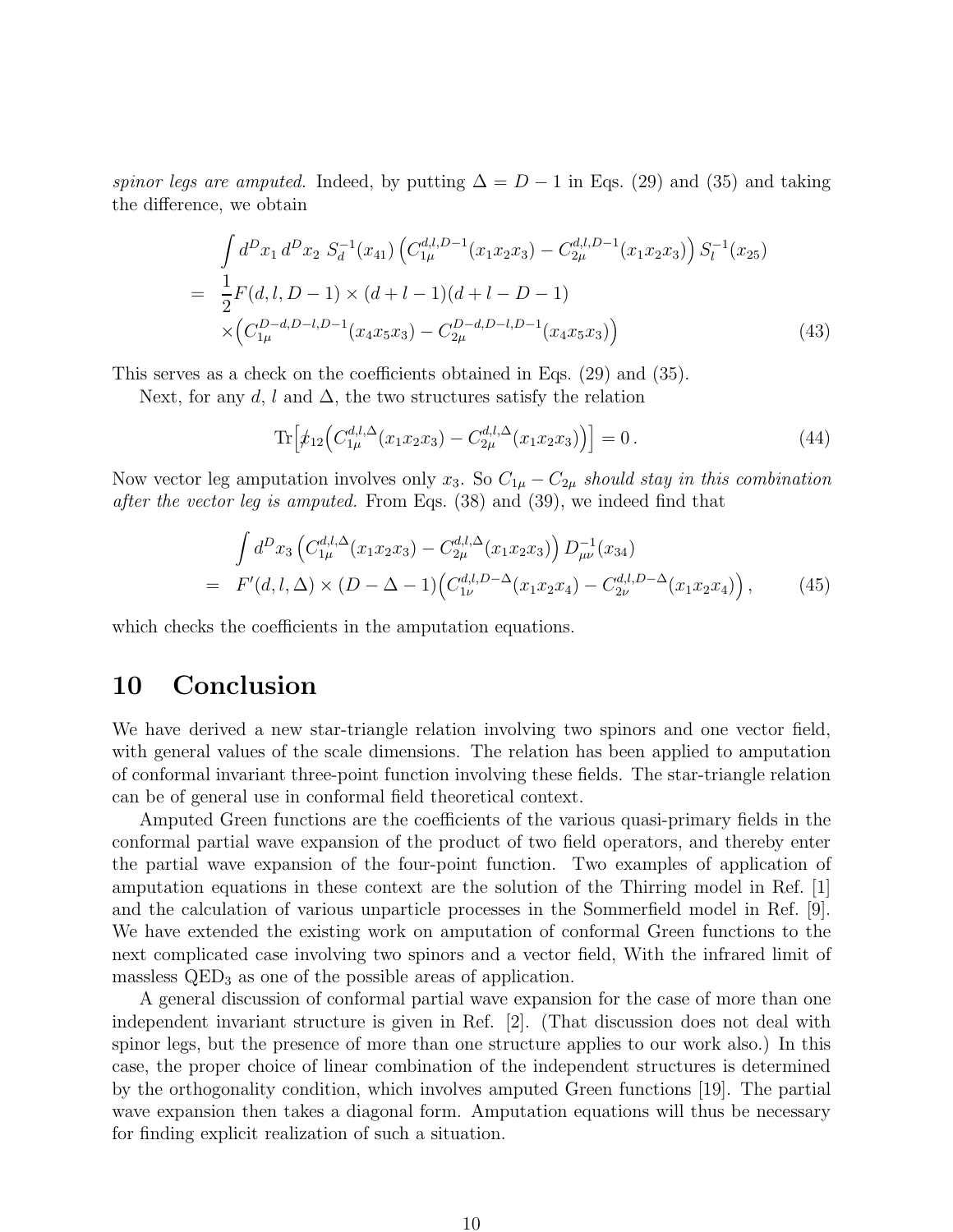*spinor legs are amputed.* Indeed, by putting $\Delta = D-1$ in Eqs. (29) and (35) and taking the difference, we obtain

$$
\begin{aligned}
&\int d^D x_1\, d^D x_2\; S_d^{-1}(x_{41}) \left( C_{1\mu}^{d,l,D-1}(x_1 x_2 x_3) - C_{2\mu}^{d,l,D-1}(x_1 x_2 x_3) \right) S_l^{-1}(x_{25}) \\
= \;& \frac{1}{2} F(d,l,D-1) \times (d+l-1)(d+l-D-1) \\
& \times \Big( C_{1\mu}^{D-d,D-l,D-1}(x_4 x_5 x_3) - C_{2\mu}^{D-d,D-l,D-1}(x_4 x_5 x_3) \Big)
\end{aligned}
\tag{43}
$$

This serves as a check on the coefficients obtained in Eqs. (29) and (35).

Next, for any $d$, $l$ and $\Delta$, the two structures satisfy the relation

$$
\mathrm{Tr}\Big[ \not{x}_{12} \Big( C_{1\mu}^{d,l,\Delta}(x_1 x_2 x_3) - C_{2\mu}^{d,l,\Delta}(x_1 x_2 x_3) \Big) \Big] = 0\,. \tag{44}
$$

Now vector leg amputation involves only $x_3$. So $C_{1\mu} - C_{2\mu}$ *should stay in this combination after the vector leg is amputed.* From Eqs. (38) and (39), we indeed find that

$$
\begin{aligned}
&\int d^D x_3 \left( C_{1\mu}^{d,l,\Delta}(x_1 x_2 x_3) - C_{2\mu}^{d,l,\Delta}(x_1 x_2 x_3) \right) D_{\mu\nu}^{-1}(x_{34}) \\
= \;& F'(d,l,\Delta) \times (D-\Delta-1) \Big( C_{1\nu}^{d,l,D-\Delta}(x_1 x_2 x_4) - C_{2\nu}^{d,l,D-\Delta}(x_1 x_2 x_4) \Big)\,,
\end{aligned}
\tag{45}
$$

which checks the coefficients in the amputation equations.

# 10 Conclusion

We have derived a new star-triangle relation involving two spinors and one vector field, with general values of the scale dimensions. The relation has been applied to amputation of conformal invariant three-point function involving these fields. The star-triangle relation can be of general use in conformal field theoretical context.

Amputed Green functions are the coefficients of the various quasi-primary fields in the conformal partial wave expansion of the product of two field operators, and thereby enter the partial wave expansion of the four-point function. Two examples of application of amputation equations in these context are the solution of the Thirring model in Ref. [1] and the calculation of various unparticle processes in the Sommerfield model in Ref. [9]. We have extended the existing work on amputation of conformal Green functions to the next complicated case involving two spinors and a vector field, With the infrared limit of massless $\mathrm{QED}_3$ as one of the possible areas of application.

A general discussion of conformal partial wave expansion for the case of more than one independent invariant structure is given in Ref. [2]. (That discussion does not deal with spinor legs, but the presence of more than one structure applies to our work also.) In this case, the proper choice of linear combination of the independent structures is determined by the orthogonality condition, which involves amputed Green functions [19]. The partial wave expansion then takes a diagonal form. Amputation equations will thus be necessary for finding explicit realization of such a situation.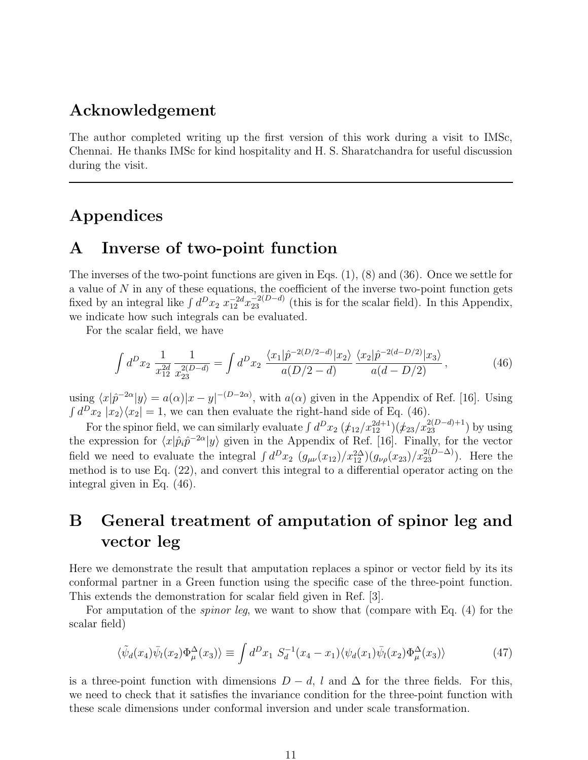## Acknowledgement

The author completed writing up the first version of this work during a visit to IMSc, Chennai. He thanks IMSc for kind hospitality and H. S. Sharatchandra for useful discussion during the visit.

---

# Appendices

## A Inverse of two-point function

The inverses of the two-point functions are given in Eqs. (1), (8) and (36). Once we settle for a value of $N$ in any of these equations, the coefficient of the inverse two-point function gets fixed by an integral like $\int d^D x_2 \; x_{12}^{-2d} x_{23}^{-2(D-d)}$ (this is for the scalar field). In this Appendix, we indicate how such integrals can be evaluated.

For the scalar field, we have

$$\int d^D x_2 \; \frac{1}{x_{12}^{2d}} \frac{1}{x_{23}^{2(D-d)}} = \int d^D x_2 \; \frac{\langle x_1 | \hat{p}^{-2(D/2-d)} | x_2 \rangle}{a(D/2-d)} \frac{\langle x_2 | \hat{p}^{-2(d-D/2)} | x_3 \rangle}{a(d-D/2)} \,, \tag{46}$$

using $\langle x | \hat{p}^{-2\alpha} | y \rangle = a(\alpha) |x-y|^{-(D-2\alpha)}$, with $a(\alpha)$ given in the Appendix of Ref. [16]. Using $\int d^D x_2 \; |x_2\rangle\langle x_2| = 1$, we can then evaluate the right-hand side of Eq. (46).

For the spinor field, we can similarly evaluate $\int d^D x_2 \; (\not{x}_{12}/x_{12}^{2d+1})(\not{x}_{23}/x_{23}^{2(D-d)+1})$ by using the expression for $\langle x | \hat{p}_i \hat{p}^{-2\alpha} | y \rangle$ given in the Appendix of Ref. [16]. Finally, for the vector field we need to evaluate the integral $\int d^D x_2 \; (g_{\mu\nu}(x_{12})/x_{12}^{2\Delta})(g_{\nu\rho}(x_{23})/x_{23}^{2(D-\Delta)})$. Here the method is to use Eq. (22), and convert this integral to a differential operator acting on the integral given in Eq. (46).

## B General treatment of amputation of spinor leg and vector leg

Here we demonstrate the result that amputation replaces a spinor or vector field by its its conformal partner in a Green function using the specific case of the three-point function. This extends the demonstration for scalar field given in Ref. [3].

For amputation of the *spinor leg*, we want to show that (compare with Eq. (4) for the scalar field)

$$\langle \tilde{\psi}_d(x_4) \bar{\psi}_l(x_2) \Phi_\mu^\Delta(x_3) \rangle \equiv \int d^D x_1 \; S_d^{-1}(x_4 - x_1) \langle \psi_d(x_1) \bar{\psi}_l(x_2) \Phi_\mu^\Delta(x_3) \rangle \tag{47}$$

is a three-point function with dimensions $D-d$, $l$ and $\Delta$ for the three fields. For this, we need to check that it satisfies the invariance condition for the three-point function with these scale dimensions under conformal inversion and under scale transformation.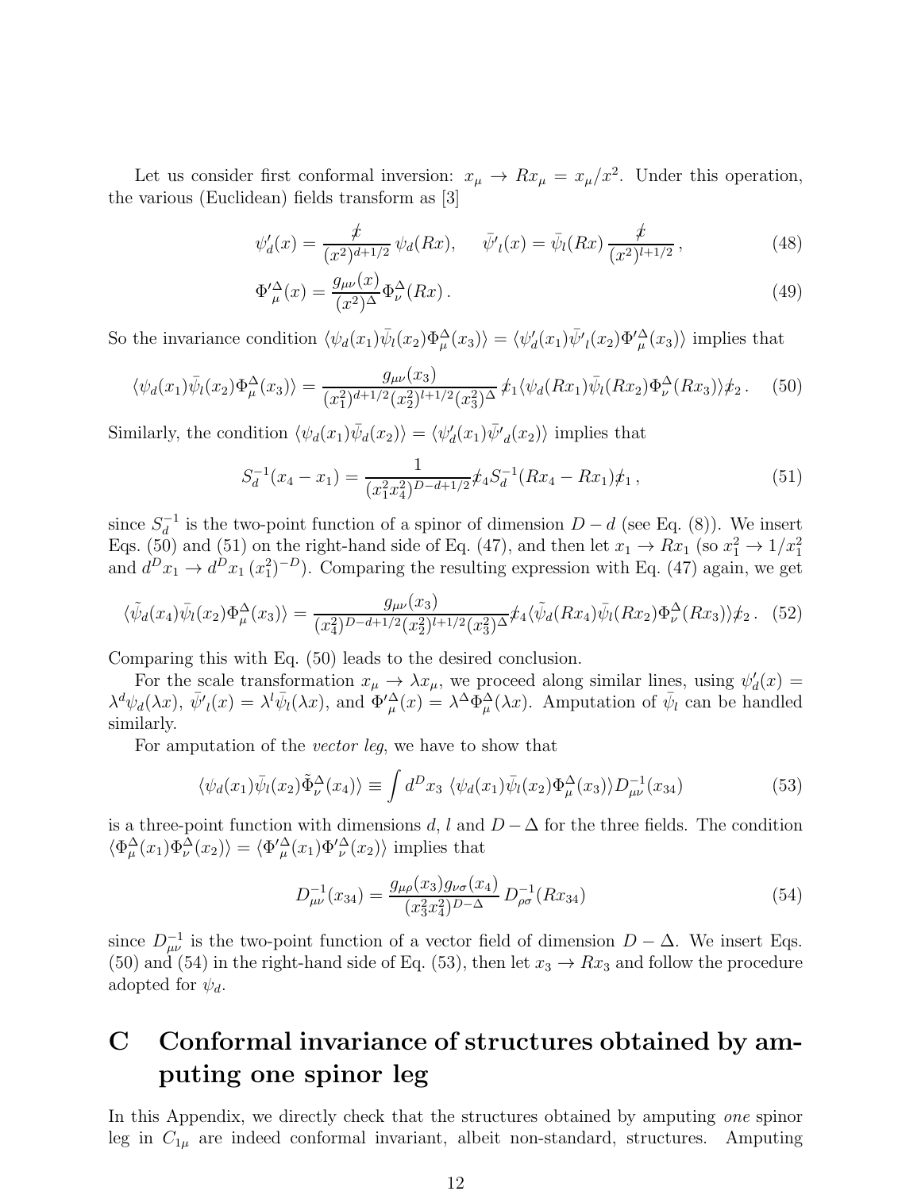Let us consider first conformal inversion: $x_\mu \to Rx_\mu = x_\mu/x^2$. Under this operation, the various (Euclidean) fields transform as [3]

$$\psi_d'(x) = \frac{\not{x}}{(x^2)^{d+1/2}}\,\psi_d(Rx), \qquad \bar{\psi}'_l(x) = \bar{\psi}_l(Rx)\,\frac{\not{x}}{(x^2)^{l+1/2}}\,, \tag{48}$$

$$\Phi'^{\Delta}_{\mu}(x) = \frac{g_{\mu\nu}(x)}{(x^2)^{\Delta}}\Phi^{\Delta}_{\nu}(Rx)\,. \tag{49}$$

So the invariance condition $\langle\psi_d(x_1)\bar{\psi}_l(x_2)\Phi^\Delta_\mu(x_3)\rangle = \langle\psi'_d(x_1)\bar{\psi}'_l(x_2)\Phi'^\Delta_\mu(x_3)\rangle$ implies that

$$\langle\psi_d(x_1)\bar{\psi}_l(x_2)\Phi^\Delta_\mu(x_3)\rangle = \frac{g_{\mu\nu}(x_3)}{(x_1^2)^{d+1/2}(x_2^2)^{l+1/2}(x_3^2)^{\Delta}}\,\not{x}_1\langle\psi_d(Rx_1)\bar{\psi}_l(Rx_2)\Phi^\Delta_\nu(Rx_3)\rangle\not{x}_2\,. \tag{50}$$

Similarly, the condition $\langle\psi_d(x_1)\bar{\psi}_d(x_2)\rangle = \langle\psi'_d(x_1)\bar{\psi}'_d(x_2)\rangle$ implies that

$$S_d^{-1}(x_4 - x_1) = \frac{1}{(x_1^2x_4^2)^{D-d+1/2}}\not{x}_4 S_d^{-1}(Rx_4 - Rx_1)\not{x}_1\,, \tag{51}$$

since $S_d^{-1}$ is the two-point function of a spinor of dimension $D-d$ (see Eq. (8)). We insert Eqs. (50) and (51) on the right-hand side of Eq. (47), and then let $x_1 \to Rx_1$ (so $x_1^2 \to 1/x_1^2$ and $d^Dx_1 \to d^Dx_1\,(x_1^2)^{-D}$). Comparing the resulting expression with Eq. (47) again, we get

$$\langle\tilde{\psi}_d(x_4)\bar{\psi}_l(x_2)\Phi^\Delta_\mu(x_3)\rangle = \frac{g_{\mu\nu}(x_3)}{(x_4^2)^{D-d+1/2}(x_2^2)^{l+1/2}(x_3^2)^{\Delta}}\not{x}_4\langle\tilde{\psi}_d(Rx_4)\bar{\psi}_l(Rx_2)\Phi^\Delta_\nu(Rx_3)\rangle\not{x}_2\,. \tag{52}$$

Comparing this with Eq. (50) leads to the desired conclusion.

For the scale transformation $x_\mu \to \lambda x_\mu$, we proceed along similar lines, using $\psi'_d(x) = \lambda^d\psi_d(\lambda x)$, $\bar{\psi}'_l(x) = \lambda^l\bar{\psi}_l(\lambda x)$, and $\Phi'^\Delta_\mu(x) = \lambda^\Delta\Phi^\Delta_\mu(\lambda x)$. Amputation of $\bar{\psi}_l$ can be handled similarly.

For amputation of the *vector leg*, we have to show that

$$\langle\psi_d(x_1)\bar{\psi}_l(x_2)\tilde{\Phi}^\Delta_\nu(x_4)\rangle \equiv \int d^Dx_3\;\langle\psi_d(x_1)\bar{\psi}_l(x_2)\Phi^\Delta_\mu(x_3)\rangle D^{-1}_{\mu\nu}(x_{34}) \tag{53}$$

is a three-point function with dimensions $d$, $l$ and $D-\Delta$ for the three fields. The condition $\langle\Phi^\Delta_\mu(x_1)\Phi^\Delta_\nu(x_2)\rangle = \langle\Phi'^\Delta_\mu(x_1)\Phi'^\Delta_\nu(x_2)\rangle$ implies that

$$D^{-1}_{\mu\nu}(x_{34}) = \frac{g_{\mu\rho}(x_3)g_{\nu\sigma}(x_4)}{(x_3^2x_4^2)^{D-\Delta}}\,D^{-1}_{\rho\sigma}(Rx_{34}) \tag{54}$$

since $D^{-1}_{\mu\nu}$ is the two-point function of a vector field of dimension $D-\Delta$. We insert Eqs. (50) and (54) in the right-hand side of Eq. (53), then let $x_3 \to Rx_3$ and follow the procedure adopted for $\psi_d$.

# C Conformal invariance of structures obtained by amputing one spinor leg

In this Appendix, we directly check that the structures obtained by amputing *one* spinor leg in $C_{1\mu}$ are indeed conformal invariant, albeit non-standard, structures. Amputing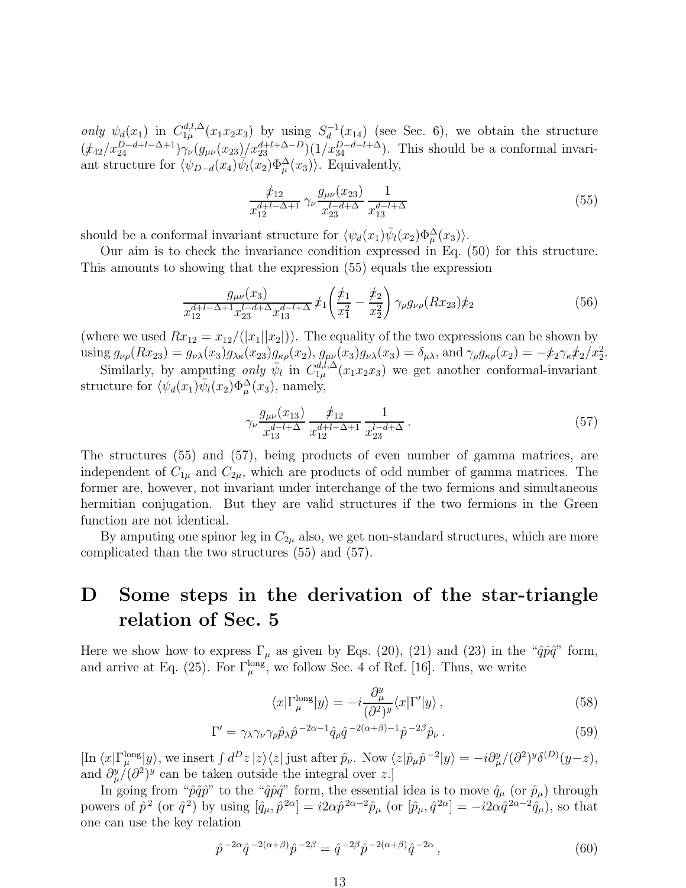*only* $\psi_d(x_1)$ in $C^{d,l,\Delta}_{1\mu}(x_1x_2x_3)$ by using $S_d^{-1}(x_{14})$ (see Sec. 6), we obtain the structure $(\not{x}_{42}/x_{24}^{D-d+l-\Delta+1})\gamma_\nu(g_{\mu\nu}(x_{23})/x_{23}^{d+l+\Delta-D})(1/x_{34}^{D-d-l+\Delta})$. This should be a conformal invariant structure for $\langle\psi_{D-d}(x_4)\bar{\psi}_l(x_2)\Phi^\Delta_\mu(x_3)\rangle$. Equivalently,

$$
\frac{\not{x}_{12}}{x_{12}^{d+l-\Delta+1}}\,\gamma_\nu\frac{g_{\mu\nu}(x_{23})}{x_{23}^{l-d+\Delta}}\,\frac{1}{x_{13}^{d-l+\Delta}} \tag{55}
$$

should be a conformal invariant structure for $\langle\psi_d(x_1)\bar{\psi}_l(x_2)\Phi^\Delta_\mu(x_3)\rangle$.

Our aim is to check the invariance condition expressed in Eq. (50) for this structure. This amounts to showing that the expression (55) equals the expression

$$
\frac{g_{\mu\nu}(x_3)}{x_{12}^{d+l-\Delta+1}x_{23}^{l-d+\Delta}x_{13}^{d-l+\Delta}}\,\not{x}_1\left(\frac{\not{x}_1}{x_1^2}-\frac{\not{x}_2}{x_2^2}\right)\gamma_\rho g_{\nu\rho}(Rx_{23})\not{x}_2 \tag{56}
$$

(where we used $Rx_{12} = x_{12}/(|x_1||x_2|)$). The equality of the two expressions can be shown by using $g_{\nu\rho}(Rx_{23}) = g_{\nu\lambda}(x_3)g_{\lambda\kappa}(x_{23})g_{\kappa\rho}(x_2)$, $g_{\mu\nu}(x_3)g_{\nu\lambda}(x_3) = \delta_{\mu\lambda}$, and $\gamma_\rho g_{\kappa\rho}(x_2) = -\not{x}_2\gamma_\kappa\not{x}_2/x_2^2$.

Similarly, by amputing *only* $\bar{\psi}_l$ in $C^{d,l,\Delta}_{1\mu}(x_1x_2x_3)$ we get another conformal-invariant structure for $\langle\psi_d(x_1)\bar{\psi}_l(x_2)\Phi^\Delta_\mu(x_3)\rangle$, namely,

$$
\gamma_\nu\frac{g_{\mu\nu}(x_{13})}{x_{13}^{d-l+\Delta}}\,\frac{\not{x}_{12}}{x_{12}^{d+l-\Delta+1}}\,\frac{1}{x_{23}^{l-d+\Delta}}\,. \tag{57}
$$

The structures (55) and (57), being products of even number of gamma matrices, are independent of $C_{1\mu}$ and $C_{2\mu}$, which are products of odd number of gamma matrices. The former are, however, not invariant under interchange of the two fermions and simultaneous hermitian conjugation. But they are valid structures if the two fermions in the Green function are not identical.

By amputing one spinor leg in $C_{2\mu}$ also, we get non-standard structures, which are more complicated than the two structures (55) and (57).

# D Some steps in the derivation of the star-triangle relation of Sec. 5

Here we show how to express $\Gamma_\mu$ as given by Eqs. (20), (21) and (23) in the "$\hat{q}\hat{p}\hat{q}$" form, and arrive at Eq. (25). For $\Gamma^{\rm long}_\mu$, we follow Sec. 4 of Ref. [16]. Thus, we write

$$
\langle x|\Gamma^{\rm long}_\mu|y\rangle = -i\frac{\partial^y_\mu}{(\partial^2)^y}\langle x|\Gamma'|y\rangle\,, \tag{58}
$$

$$
\Gamma' = \gamma_\lambda\gamma_\nu\gamma_\rho\hat{p}_\lambda\hat{p}^{-2\alpha-1}\hat{q}_\rho\hat{q}^{-2(\alpha+\beta)-1}\hat{p}^{-2\beta}\hat{p}_\nu\,. \tag{59}
$$

[In $\langle x|\Gamma^{\rm long}_\mu|y\rangle$, we insert $\int d^Dz\,|z\rangle\langle z|$ just after $\hat{p}_\nu$. Now $\langle z|\hat{p}_\mu\hat{p}^{-2}|y\rangle = -i\partial^y_\mu/(\partial^2)^y\delta^{(D)}(y-z)$, and $\partial^y_\mu/(\partial^2)^y$ can be taken outside the integral over $z$.]

In going from "$\hat{p}\hat{q}\hat{p}$" to the "$\hat{q}\hat{p}\hat{q}$" form, the essential idea is to move $\hat{q}_\mu$ (or $\hat{p}_\mu$) through powers of $\hat{p}^2$ (or $\hat{q}^2$) by using $[\hat{q}_\mu, \hat{p}^{2\alpha}] = i2\alpha\hat{p}^{2\alpha-2}\hat{p}_\mu$ (or $[\hat{p}_\mu, \hat{q}^{2\alpha}] = -i2\alpha\hat{q}^{2\alpha-2}\hat{q}_\mu$), so that one can use the key relation

$$
\hat{p}^{-2\alpha}\hat{q}^{-2(\alpha+\beta)}\hat{p}^{-2\beta} = \hat{q}^{-2\beta}\hat{p}^{-2(\alpha+\beta)}\hat{q}^{-2\alpha}\,, \tag{60}
$$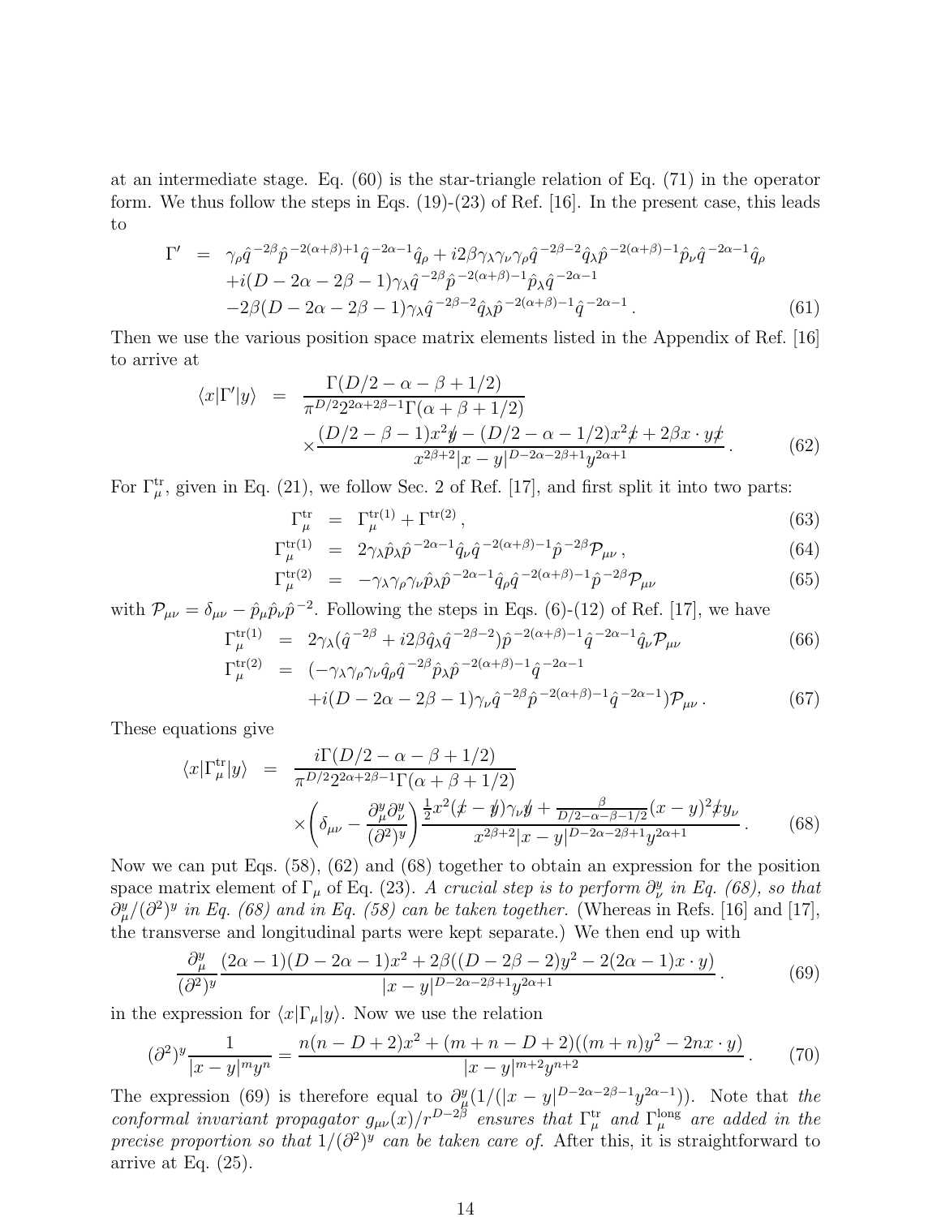at an intermediate stage. Eq. (60) is the star-triangle relation of Eq. (71) in the operator form. We thus follow the steps in Eqs. (19)-(23) of Ref. [16]. In the present case, this leads to

$$
\begin{aligned}
\Gamma' \;=\;& \gamma_\rho \hat{q}^{-2\beta}\hat{p}^{-2(\alpha+\beta)+1}\hat{q}^{-2\alpha-1}\hat{q}_\rho + i2\beta\gamma_\lambda\gamma_\nu\gamma_\rho\hat{q}^{-2\beta-2}\hat{q}_\lambda\hat{p}^{-2(\alpha+\beta)-1}\hat{p}_\nu\hat{q}^{-2\alpha-1}\hat{q}_\rho \\
&+i(D-2\alpha-2\beta-1)\gamma_\lambda\hat{q}^{-2\beta}\hat{p}^{-2(\alpha+\beta)-1}\hat{p}_\lambda\hat{q}^{-2\alpha-1} \\
&-2\beta(D-2\alpha-2\beta-1)\gamma_\lambda\hat{q}^{-2\beta-2}\hat{q}_\lambda\hat{p}^{-2(\alpha+\beta)-1}\hat{q}^{-2\alpha-1}\,. \qquad (61)
\end{aligned}
$$

Then we use the various position space matrix elements listed in the Appendix of Ref. [16] to arrive at

$$
\begin{aligned}
\langle x|\Gamma'|y\rangle \;=\;& \frac{\Gamma(D/2-\alpha-\beta+1/2)}{\pi^{D/2}2^{2\alpha+2\beta-1}\Gamma(\alpha+\beta+1/2)} \\
&\times\frac{(D/2-\beta-1)x^2\not{y}-(D/2-\alpha-1/2)x^2\not{x}+2\beta x\cdot y\not{x}}{x^{2\beta+2}|x-y|^{D-2\alpha-2\beta+1}y^{2\alpha+1}}\,. \qquad (62)
\end{aligned}
$$

For $\Gamma^{\rm tr}_\mu$, given in Eq. (21), we follow Sec. 2 of Ref. [17], and first split it into two parts:

$$
\Gamma^{\rm tr}_\mu = \Gamma^{{\rm tr}(1)}_\mu + \Gamma^{{\rm tr}(2)}\,, \qquad (63)
$$

$$
\Gamma^{{\rm tr}(1)}_\mu = 2\gamma_\lambda\hat{p}_\lambda\hat{p}^{-2\alpha-1}\hat{q}_\nu\hat{q}^{-2(\alpha+\beta)-1}\hat{p}^{-2\beta}\mathcal{P}_{\mu\nu}\,, \qquad (64)
$$

$$
\Gamma^{{\rm tr}(2)}_\mu = -\gamma_\lambda\gamma_\rho\gamma_\nu\hat{p}_\lambda\hat{p}^{-2\alpha-1}\hat{q}_\rho\hat{q}^{-2(\alpha+\beta)-1}\hat{p}^{-2\beta}\mathcal{P}_{\mu\nu} \qquad (65)
$$

with $\mathcal{P}_{\mu\nu}=\delta_{\mu\nu}-\hat{p}_\mu\hat{p}_\nu\hat{p}^{-2}$. Following the steps in Eqs. (6)-(12) of Ref. [17], we have

$$
\Gamma^{{\rm tr}(1)}_\mu = 2\gamma_\lambda(\hat{q}^{-2\beta}+i2\beta\hat{q}_\lambda\hat{q}^{-2\beta-2})\hat{p}^{-2(\alpha+\beta)-1}\hat{q}^{-2\alpha-1}\hat{q}_\nu\mathcal{P}_{\mu\nu} \qquad (66)
$$

$$
\begin{aligned}
\Gamma^{{\rm tr}(2)}_\mu \;=\;& (-\gamma_\lambda\gamma_\rho\gamma_\nu\hat{q}_\rho\hat{q}^{-2\beta}\hat{p}_\lambda\hat{p}^{-2(\alpha+\beta)-1}\hat{q}^{-2\alpha-1} \\
&+i(D-2\alpha-2\beta-1)\gamma_\nu\hat{q}^{-2\beta}\hat{p}^{-2(\alpha+\beta)-1}\hat{q}^{-2\alpha-1})\mathcal{P}_{\mu\nu}\,. \qquad (67)
\end{aligned}
$$

These equations give

$$
\begin{aligned}
\langle x|\Gamma^{\rm tr}_\mu|y\rangle \;=\;& \frac{i\Gamma(D/2-\alpha-\beta+1/2)}{\pi^{D/2}2^{2\alpha+2\beta-1}\Gamma(\alpha+\beta+1/2)} \\
&\times\left(\delta_{\mu\nu}-\frac{\partial^y_\mu\partial^y_\nu}{(\partial^2)^y}\right)\frac{\frac{1}{2}x^2(\not{x}-\not{y})\gamma_\nu\not{y}+\frac{\beta}{D/2-\alpha-\beta-1/2}(x-y)^2\not{x}y_\nu}{x^{2\beta+2}|x-y|^{D-2\alpha-2\beta+1}y^{2\alpha+1}}\,. \qquad (68)
\end{aligned}
$$

Now we can put Eqs. (58), (62) and (68) together to obtain an expression for the position space matrix element of $\Gamma_\mu$ of Eq. (23). *A crucial step is to perform $\partial^y_\nu$ in Eq. (68), so that $\partial^y_\mu/(\partial^2)^y$ in Eq. (68) and in Eq. (58) can be taken together.* (Whereas in Refs. [16] and [17], the transverse and longitudinal parts were kept separate.) We then end up with

$$
\frac{\partial^y_\mu}{(\partial^2)^y}\frac{(2\alpha-1)(D-2\alpha-1)x^2+2\beta((D-2\beta-2)y^2-2(2\alpha-1)x\cdot y)}{|x-y|^{D-2\alpha-2\beta+1}y^{2\alpha+1}}\,. \qquad (69)
$$

in the expression for $\langle x|\Gamma_\mu|y\rangle$. Now we use the relation

$$
(\partial^2)^y\frac{1}{|x-y|^m y^n}=\frac{n(n-D+2)x^2+(m+n-D+2)((m+n)y^2-2nx\cdot y)}{|x-y|^{m+2}y^{n+2}}\,. \qquad (70)
$$

The expression (69) is therefore equal to $\partial^y_\mu(1/(|x-y|^{D-2\alpha-2\beta-1}y^{2\alpha-1}))$. Note that *the conformal invariant propagator $g_{\mu\nu}(x)/r^{D-2\beta}$ ensures that $\Gamma^{\rm tr}_\mu$ and $\Gamma^{\rm long}_\mu$ are added in the precise proportion so that $1/(\partial^2)^y$ can be taken care of.* After this, it is straightforward to arrive at Eq. (25).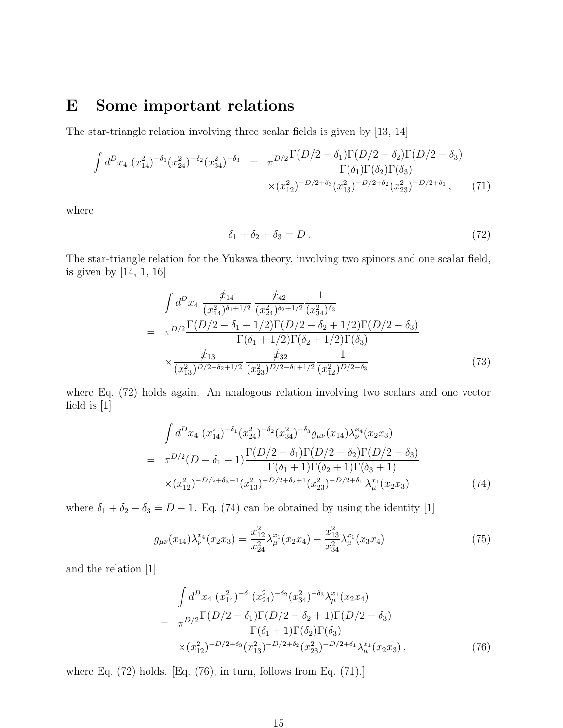## E Some important relations

The star-triangle relation involving three scalar fields is given by [13, 14]

$$
\begin{aligned}
\int d^D x_4 \, (x_{14}^2)^{-\delta_1} (x_{24}^2)^{-\delta_2} (x_{34}^2)^{-\delta_3} &= \pi^{D/2} \frac{\Gamma(D/2-\delta_1)\Gamma(D/2-\delta_2)\Gamma(D/2-\delta_3)}{\Gamma(\delta_1)\Gamma(\delta_2)\Gamma(\delta_3)} \\
&\quad \times (x_{12}^2)^{-D/2+\delta_3} (x_{13}^2)^{-D/2+\delta_2} (x_{23}^2)^{-D/2+\delta_1} \,, \qquad (71)
\end{aligned}
$$

where

$$
\delta_1 + \delta_2 + \delta_3 = D \,. \qquad (72)
$$

The star-triangle relation for the Yukawa theory, involving two spinors and one scalar field, is given by [14, 1, 16]

$$
\begin{aligned}
& \int d^D x_4 \, \frac{\not{x}_{14}}{(x_{14}^2)^{\delta_1 + 1/2}} \, \frac{\not{x}_{42}}{(x_{24}^2)^{\delta_2+1/2}} \frac{1}{(x_{34}^2)^{\delta_3}} \\
= \; & \pi^{D/2} \frac{\Gamma(D/2-\delta_1+1/2)\Gamma(D/2-\delta_2+1/2)\Gamma(D/2-\delta_3)}{\Gamma(\delta_1+1/2)\Gamma(\delta_2+1/2)\Gamma(\delta_3)} \\
& \times \frac{\not{x}_{13}}{(x_{13}^2)^{D/2-\delta_2+1/2}} \, \frac{\not{x}_{32}}{(x_{23}^2)^{D/2-\delta_1+1/2}} \frac{1}{(x_{12}^2)^{D/2-\delta_3}} \qquad (73)
\end{aligned}
$$

where Eq. (72) holds again. An analogous relation involving two scalars and one vector field is [1]

$$
\begin{aligned}
& \int d^D x_4 \, (x_{14}^2)^{-\delta_1} (x_{24}^2)^{-\delta_2} (x_{34}^2)^{-\delta_3} g_{\mu\nu}(x_{14}) \lambda_\nu^{x_4}(x_2 x_3) \\
= \; & \pi^{D/2} (D - \delta_1 - 1) \frac{\Gamma(D/2-\delta_1)\Gamma(D/2-\delta_2)\Gamma(D/2-\delta_3)}{\Gamma(\delta_1+1)\Gamma(\delta_2+1)\Gamma(\delta_3+1)} \\
& \times (x_{12}^2)^{-D/2+\delta_3+1} (x_{13}^2)^{-D/2+\delta_2+1} (x_{23}^2)^{-D/2+\delta_1} \, \lambda_\mu^{x_1}(x_2 x_3) \qquad (74)
\end{aligned}
$$

where $\delta_1 + \delta_2 + \delta_3 = D - 1$. Eq. (74) can be obtained by using the identity [1]

$$
g_{\mu\nu}(x_{14}) \lambda_\nu^{x_4}(x_2 x_3) = \frac{x_{12}^2}{x_{24}^2} \lambda_\mu^{x_1}(x_2 x_4) - \frac{x_{13}^2}{x_{34}^2} \lambda_\mu^{x_1}(x_3 x_4) \qquad (75)
$$

and the relation [1]

$$
\begin{aligned}
& \int d^D x_4 \, (x_{14}^2)^{-\delta_1} (x_{24}^2)^{-\delta_2} (x_{34}^2)^{-\delta_3} \lambda_\mu^{x_1}(x_2 x_4) \\
= \; & \pi^{D/2} \frac{\Gamma(D/2-\delta_1)\Gamma(D/2-\delta_2+1)\Gamma(D/2-\delta_3)}{\Gamma(\delta_1+1)\Gamma(\delta_2)\Gamma(\delta_3)} \\
& \times (x_{12}^2)^{-D/2+\delta_3} (x_{13}^2)^{-D/2+\delta_2} (x_{23}^2)^{-D/2+\delta_1} \lambda_\mu^{x_1}(x_2 x_3) \,, \qquad (76)
\end{aligned}
$$

where Eq. (72) holds. [Eq. (76), in turn, follows from Eq. (71).]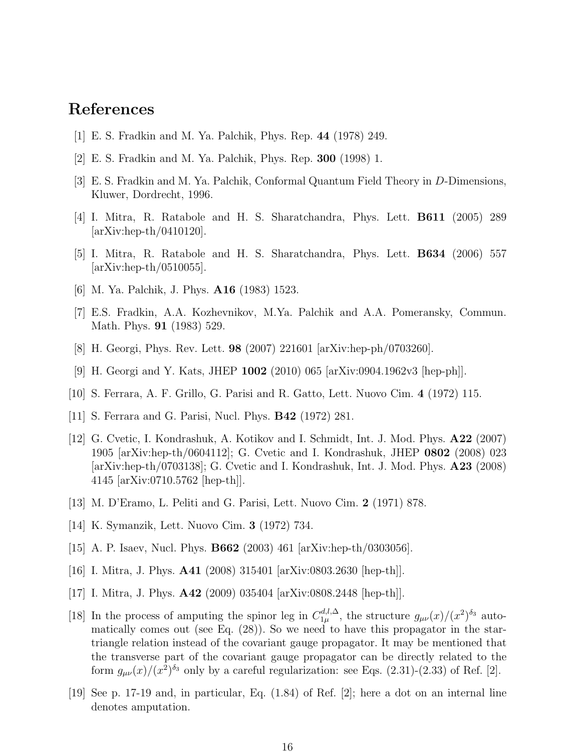## References

[1] E. S. Fradkin and M. Ya. Palchik, Phys. Rep. **44** (1978) 249.

[2] E. S. Fradkin and M. Ya. Palchik, Phys. Rep. **300** (1998) 1.

[3] E. S. Fradkin and M. Ya. Palchik, Conformal Quantum Field Theory in *D*-Dimensions, Kluwer, Dordrecht, 1996.

[4] I. Mitra, R. Ratabole and H. S. Sharatchandra, Phys. Lett. **B611** (2005) 289 [arXiv:hep-th/0410120].

[5] I. Mitra, R. Ratabole and H. S. Sharatchandra, Phys. Lett. **B634** (2006) 557 [arXiv:hep-th/0510055].

[6] M. Ya. Palchik, J. Phys. **A16** (1983) 1523.

[7] E.S. Fradkin, A.A. Kozhevnikov, M.Ya. Palchik and A.A. Pomeransky, Commun. Math. Phys. **91** (1983) 529.

[8] H. Georgi, Phys. Rev. Lett. **98** (2007) 221601 [arXiv:hep-ph/0703260].

[9] H. Georgi and Y. Kats, JHEP **1002** (2010) 065 [arXiv:0904.1962v3 [hep-ph]].

[10] S. Ferrara, A. F. Grillo, G. Parisi and R. Gatto, Lett. Nuovo Cim. **4** (1972) 115.

[11] S. Ferrara and G. Parisi, Nucl. Phys. **B42** (1972) 281.

[12] G. Cvetic, I. Kondrashuk, A. Kotikov and I. Schmidt, Int. J. Mod. Phys. **A22** (2007) 1905 [arXiv:hep-th/0604112]; G. Cvetic and I. Kondrashuk, JHEP **0802** (2008) 023 [arXiv:hep-th/0703138]; G. Cvetic and I. Kondrashuk, Int. J. Mod. Phys. **A23** (2008) 4145 [arXiv:0710.5762 [hep-th]].

[13] M. D'Eramo, L. Peliti and G. Parisi, Lett. Nuovo Cim. **2** (1971) 878.

[14] K. Symanzik, Lett. Nuovo Cim. **3** (1972) 734.

[15] A. P. Isaev, Nucl. Phys. **B662** (2003) 461 [arXiv:hep-th/0303056].

[16] I. Mitra, J. Phys. **A41** (2008) 315401 [arXiv:0803.2630 [hep-th]].

[17] I. Mitra, J. Phys. **A42** (2009) 035404 [arXiv:0808.2448 [hep-th]].

[18] In the process of amputing the spinor leg in $C_{1\mu}^{d,l,\Delta}$, the structure $g_{\mu\nu}(x)/(x^2)^{\delta_3}$ automatically comes out (see Eq. (28)). So we need to have this propagator in the star-triangle relation instead of the covariant gauge propagator. It may be mentioned that the transverse part of the covariant gauge propagator can be directly related to the form $g_{\mu\nu}(x)/(x^2)^{\delta_3}$ only by a careful regularization: see Eqs. (2.31)-(2.33) of Ref. [2].

[19] See p. 17-19 and, in particular, Eq. (1.84) of Ref. [2]; here a dot on an internal line denotes amputation.